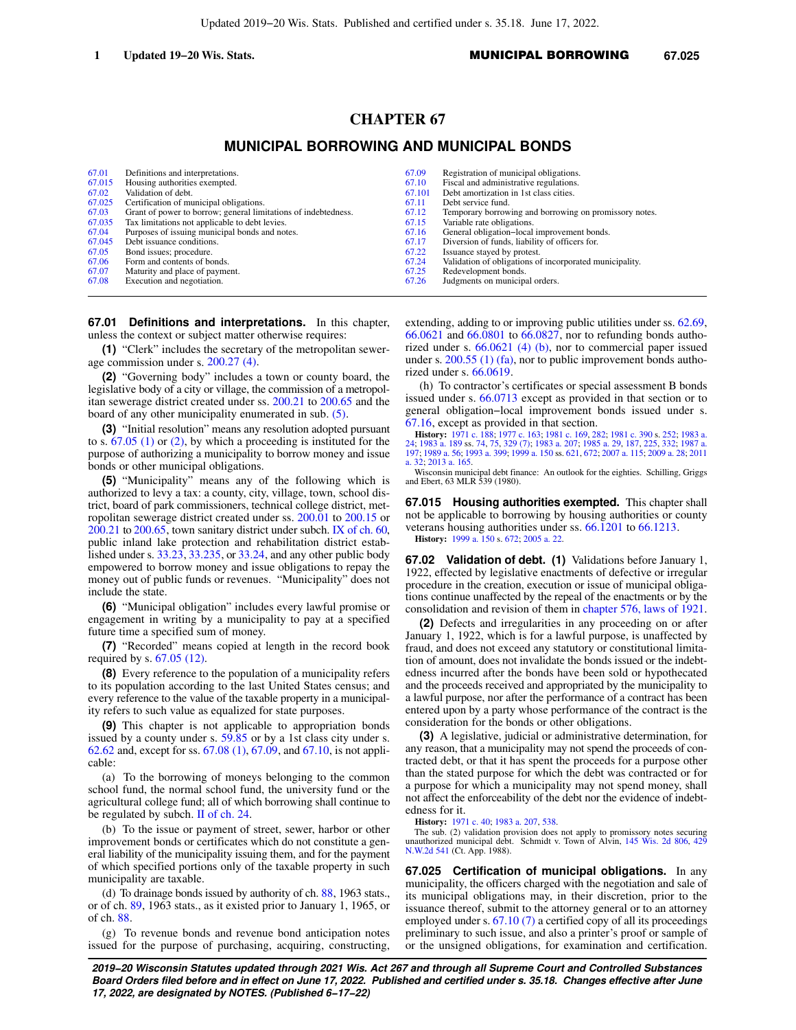# CHAPTER 67

## MUNICIPAL BORROWING AND MUNICIPAL BONDS

| | | | |
|---|---|---|---|
| 67.01 | Definitions and interpretations. | 67.09 | Registration of municipal obligations. |
| 67.015 | Housing authorities exempted. | 67.10 | Fiscal and administrative regulations. |
| 67.02 | Validation of debt. | 67.101 | Debt amortization in 1st class cities. |
| 67.025 | Certification of municipal obligations. | 67.11 | Debt service fund. |
| 67.03 | Grant of power to borrow; general limitations of indebtedness. | 67.12 | Temporary borrowing and borrowing on promissory notes. |
| 67.035 | Tax limitations not applicable to debt levies. | 67.15 | Variable rate obligations. |
| 67.04 | Purposes of issuing municipal bonds and notes. | 67.16 | General obligation−local improvement bonds. |
| 67.045 | Debt issuance conditions. | 67.17 | Diversion of funds, liability of officers for. |
| 67.05 | Bond issues; procedure. | 67.22 | Issuance stayed by protest. |
| 67.06 | Form and contents of bonds. | 67.24 | Validation of obligations of incorporated municipality. |
| 67.07 | Maturity and place of payment. | 67.25 | Redevelopment bonds. |
| 67.08 | Execution and negotiation. | 67.26 | Judgments on municipal orders. |

**67.01 Definitions and interpretations.** In this chapter, unless the context or subject matter otherwise requires:

**(1)** "Clerk" includes the secretary of the metropolitan sewerage commission under s. 200.27 (4).

**(2)** "Governing body" includes a town or county board, the legislative body of a city or village, the commission of a metropolitan sewerage district created under ss. 200.21 to 200.65 and the board of any other municipality enumerated in sub. (5).

**(3)** "Initial resolution" means any resolution adopted pursuant to s. 67.05 (1) or (2), by which a proceeding is instituted for the purpose of authorizing a municipality to borrow money and issue bonds or other municipal obligations.

**(5)** "Municipality" means any of the following which is authorized to levy a tax: a county, city, village, town, school district, board of park commissioners, technical college district, metropolitan sewerage district created under ss. 200.01 to 200.15 or 200.21 to 200.65, town sanitary district under subch. IX of ch. 60, public inland lake protection and rehabilitation district established under s. 33.23, 33.235, or 33.24, and any other public body empowered to borrow money and issue obligations to repay the money out of public funds or revenues. "Municipality" does not include the state.

**(6)** "Municipal obligation" includes every lawful promise or engagement in writing by a municipality to pay at a specified future time a specified sum of money.

**(7)** "Recorded" means copied at length in the record book required by s. 67.05 (12).

**(8)** Every reference to the population of a municipality refers to its population according to the last United States census; and every reference to the value of the taxable property in a municipality refers to such value as equalized for state purposes.

**(9)** This chapter is not applicable to appropriation bonds issued by a county under s. 59.85 or by a 1st class city under s. 62.62 and, except for ss. 67.08 (1), 67.09, and 67.10, is not applicable:

(a) To the borrowing of moneys belonging to the common school fund, the normal school fund, the university fund or the agricultural college fund; all of which borrowing shall continue to be regulated by subch. II of ch. 24.

(b) To the issue or payment of street, sewer, harbor or other improvement bonds or certificates which do not constitute a general liability of the municipality issuing them, and for the payment of which specified portions only of the taxable property in such municipality are taxable.

(d) To drainage bonds issued by authority of ch. 88, 1963 stats., or of ch. 89, 1963 stats., as it existed prior to January 1, 1965, or of ch. 88.

(g) To revenue bonds and revenue bond anticipation notes issued for the purpose of purchasing, acquiring, constructing, extending, adding to or improving public utilities under ss. 62.69, 66.0621 and 66.0801 to 66.0827, nor to refunding bonds authorized under s. 66.0621 (4) (b), nor to commercial paper issued under s. 200.55 (1) (fa), nor to public improvement bonds authorized under s. 66.0619.

(h) To contractor's certificates or special assessment B bonds issued under s. 66.0713 except as provided in that section or to general obligation−local improvement bonds issued under s. 67.16, except as provided in that section.

**History:** 1971 c. 188; 1977 c. 163; 1981 c. 169, 282; 1981 c. 390 s. 252; 1983 a. 24; 1983 a. 189 ss. 74, 75, 329 (7); 1983 a. 207; 1985 a. 29, 187, 225, 332; 1987 a. 197; 1989 a. 56; 1993 a. 399; 1999 a. 150 ss. 621, 672; 2007 a. 115; 2009 a. 28; 2011 a. 32; 2013 a. 165.

Wisconsin municipal debt finance: An outlook for the eighties. Schilling, Griggs and Ebert, 63 MLR 539 (1980).

**67.015 Housing authorities exempted.** This chapter shall not be applicable to borrowing by housing authorities or county veterans housing authorities under ss. 66.1201 to 66.1213.

**History:** 1999 a. 150 s. 672; 2005 a. 22.

**67.02 Validation of debt.** **(1)** Validations before January 1, 1922, effected by legislative enactments of defective or irregular procedure in the creation, execution or issue of municipal obligations continue unaffected by the repeal of the enactments or by the consolidation and revision of them in chapter 576, laws of 1921.

**(2)** Defects and irregularities in any proceeding on or after January 1, 1922, which is for a lawful purpose, is unaffected by fraud, and does not exceed any statutory or constitutional limitation of amount, does not invalidate the bonds issued or the indebtedness incurred after the bonds have been sold or hypothecated and the proceeds received and appropriated by the municipality to a lawful purpose, nor after the performance of a contract has been entered upon by a party whose performance of the contract is the consideration for the bonds or other obligations.

**(3)** A legislative, judicial or administrative determination, for any reason, that a municipality may not spend the proceeds of contracted debt, or that it has spent the proceeds for a purpose other than the stated purpose for which the debt was contracted or for a purpose for which a municipality may not spend money, shall not affect the enforceability of the debt nor the evidence of indebtedness for it.

**History:** 1971 c. 40; 1983 a. 207, 538.

The sub. (2) validation provision does not apply to promissory notes securing unauthorized municipal debt. Schmidt v. Town of Alvin, 145 Wis. 2d 806, 429 N.W.2d 541 (Ct. App. 1988).

**67.025 Certification of municipal obligations.** In any municipality, the officers charged with the negotiation and sale of its municipal obligations may, in their discretion, prior to the issuance thereof, submit to the attorney general or to an attorney employed under s. 67.10 (7) a certified copy of all its proceedings preliminary to such issue, and also a printer's proof or sample of or the unsigned obligations, for examination and certification.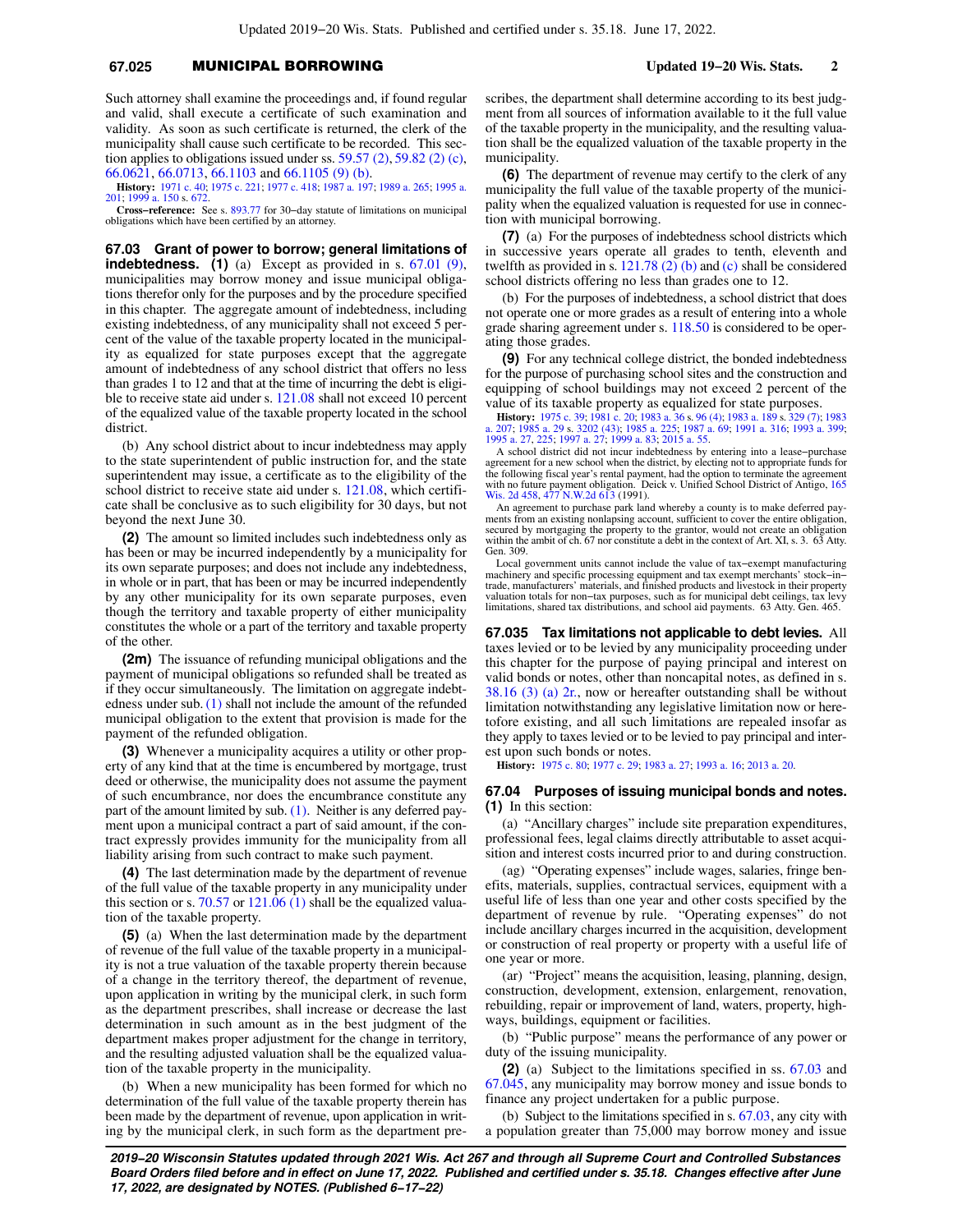Such attorney shall examine the proceedings and, if found regular and valid, shall execute a certificate of such examination and validity. As soon as such certificate is returned, the clerk of the municipality shall cause such certificate to be recorded. This section applies to obligations issued under ss. 59.57 (2), 59.82 (2) (c), 66.0621, 66.0713, 66.1103 and 66.1105 (9) (b).

**History:** 1971 c. 40; 1975 c. 221; 1977 c. 418; 1987 a. 197; 1989 a. 265; 1995 a. 201; 1999 a. 150 s. 672.

**Cross−reference:** See s. 893.77 for 30−day statute of limitations on municipal obligations which have been certified by an attorney.

**67.03 Grant of power to borrow; general limitations of indebtedness. (1)** (a) Except as provided in s. 67.01 (9), municipalities may borrow money and issue municipal obligations therefor only for the purposes and by the procedure specified in this chapter. The aggregate amount of indebtedness, including existing indebtedness, of any municipality shall not exceed 5 percent of the value of the taxable property located in the municipality as equalized for state purposes except that the aggregate amount of indebtedness of any school district that offers no less than grades 1 to 12 and that at the time of incurring the debt is eligible to receive state aid under s. 121.08 shall not exceed 10 percent of the equalized value of the taxable property located in the school district.

(b) Any school district about to incur indebtedness may apply to the state superintendent of public instruction for, and the state superintendent may issue, a certificate as to the eligibility of the school district to receive state aid under s. 121.08, which certificate shall be conclusive as to such eligibility for 30 days, but not beyond the next June 30.

**(2)** The amount so limited includes such indebtedness only as has been or may be incurred independently by a municipality for its own separate purposes; and does not include any indebtedness, in whole or in part, that has been or may be incurred independently by any other municipality for its own separate purposes, even though the territory and taxable property of either municipality constitutes the whole or a part of the territory and taxable property of the other.

**(2m)** The issuance of refunding municipal obligations and the payment of municipal obligations so refunded shall be treated as if they occur simultaneously. The limitation on aggregate indebtedness under sub. (1) shall not include the amount of the refunded municipal obligation to the extent that provision is made for the payment of the refunded obligation.

**(3)** Whenever a municipality acquires a utility or other property of any kind that at the time is encumbered by mortgage, trust deed or otherwise, the municipality does not assume the payment of such encumbrance, nor does the encumbrance constitute any part of the amount limited by sub. (1). Neither is any deferred payment upon a municipal contract a part of said amount, if the contract expressly provides immunity for the municipality from all liability arising from such contract to make such payment.

**(4)** The last determination made by the department of revenue of the full value of the taxable property in any municipality under this section or s. 70.57 or 121.06 (1) shall be the equalized valuation of the taxable property.

**(5)** (a) When the last determination made by the department of revenue of the full value of the taxable property in a municipality is not a true valuation of the taxable property therein because of a change in the territory thereof, the department of revenue, upon application in writing by the municipal clerk, in such form as the department prescribes, shall increase or decrease the last determination in such amount as in the best judgment of the department makes proper adjustment for the change in territory, and the resulting adjusted valuation shall be the equalized valuation of the taxable property in the municipality.

(b) When a new municipality has been formed for which no determination of the full value of the taxable property therein has been made by the department of revenue, upon application in writing by the municipal clerk, in such form as the department prescribes, the department shall determine according to its best judgment from all sources of information available to it the full value of the taxable property in the municipality, and the resulting valuation shall be the equalized valuation of the taxable property in the municipality.

**(6)** The department of revenue may certify to the clerk of any municipality the full value of the taxable property of the municipality when the equalized valuation is requested for use in connection with municipal borrowing.

**(7)** (a) For the purposes of indebtedness school districts which in successive years operate all grades to tenth, eleventh and twelfth as provided in s. 121.78 (2) (b) and (c) shall be considered school districts offering no less than grades one to 12.

(b) For the purposes of indebtedness, a school district that does not operate one or more grades as a result of entering into a whole grade sharing agreement under s. 118.50 is considered to be operating those grades.

**(9)** For any technical college district, the bonded indebtedness for the purpose of purchasing school sites and the construction and equipping of school buildings may not exceed 2 percent of the value of its taxable property as equalized for state purposes.

**History:** 1975 c. 39; 1981 c. 20; 1983 a. 36 s. 96 (4); 1983 a. 189 s. 329 (7); 1983 a. 207; 1985 a. 29 s. 3202 (43); 1985 a. 225; 1987 a. 69; 1991 a. 316; 1993 a. 399; 1995 a. 27, 225; 1997 a. 27; 1999 a. 83; 2015 a. 55.

A school district did not incur indebtedness by entering into a lease−purchase agreement for a new school when the district, by electing not to appropriate funds for the following fiscal year's rental payment, had the option to terminate the agreement with no future payment obligation. Deick v. Unified School District of Antigo, 165 Wis. 2d 458, 477 N.W.2d 613 (1991).

An agreement to purchase park land whereby a county is to make deferred payments from an existing nonlapsing account, sufficient to cover the entire obligation, secured by mortgaging the property to the grantor, would not create an obligation within the ambit of ch. 67 nor constitute a debt in the context of Art. XI, s. 3. 63 Atty. Gen. 309.

Local government units cannot include the value of tax−exempt manufacturing machinery and specific processing equipment and tax exempt merchants' stock−in−trade, manufacturers' materials, and finished products and livestock in their property valuation totals for non−tax purposes, such as for municipal debt ceilings, tax levy limitations, shared tax distributions, and school aid payments. 63 Atty. Gen. 465.

**67.035 Tax limitations not applicable to debt levies.** All taxes levied or to be levied by any municipality proceeding under this chapter for the purpose of paying principal and interest on valid bonds or notes, other than noncapital notes, as defined in s. 38.16 (3) (a) 2r., now or hereafter outstanding shall be without limitation notwithstanding any legislative limitation now or heretofore existing, and all such limitations are repealed insofar as they apply to taxes levied or to be levied to pay principal and interest upon such bonds or notes.

**History:** 1975 c. 80; 1977 c. 29; 1983 a. 27; 1993 a. 16; 2013 a. 20.

**67.04 Purposes of issuing municipal bonds and notes. (1)** In this section:

(a) "Ancillary charges" include site preparation expenditures, professional fees, legal claims directly attributable to asset acquisition and interest costs incurred prior to and during construction.

(ag) "Operating expenses" include wages, salaries, fringe benefits, materials, supplies, contractual services, equipment with a useful life of less than one year and other costs specified by the department of revenue by rule. "Operating expenses" do not include ancillary charges incurred in the acquisition, development or construction of real property or property with a useful life of one year or more.

(ar) "Project" means the acquisition, leasing, planning, design, construction, development, extension, enlargement, renovation, rebuilding, repair or improvement of land, waters, property, highways, buildings, equipment or facilities.

(b) "Public purpose" means the performance of any power or duty of the issuing municipality.

**(2)** (a) Subject to the limitations specified in ss. 67.03 and 67.045, any municipality may borrow money and issue bonds to finance any project undertaken for a public purpose.

(b) Subject to the limitations specified in s. 67.03, any city with a population greater than 75,000 may borrow money and issue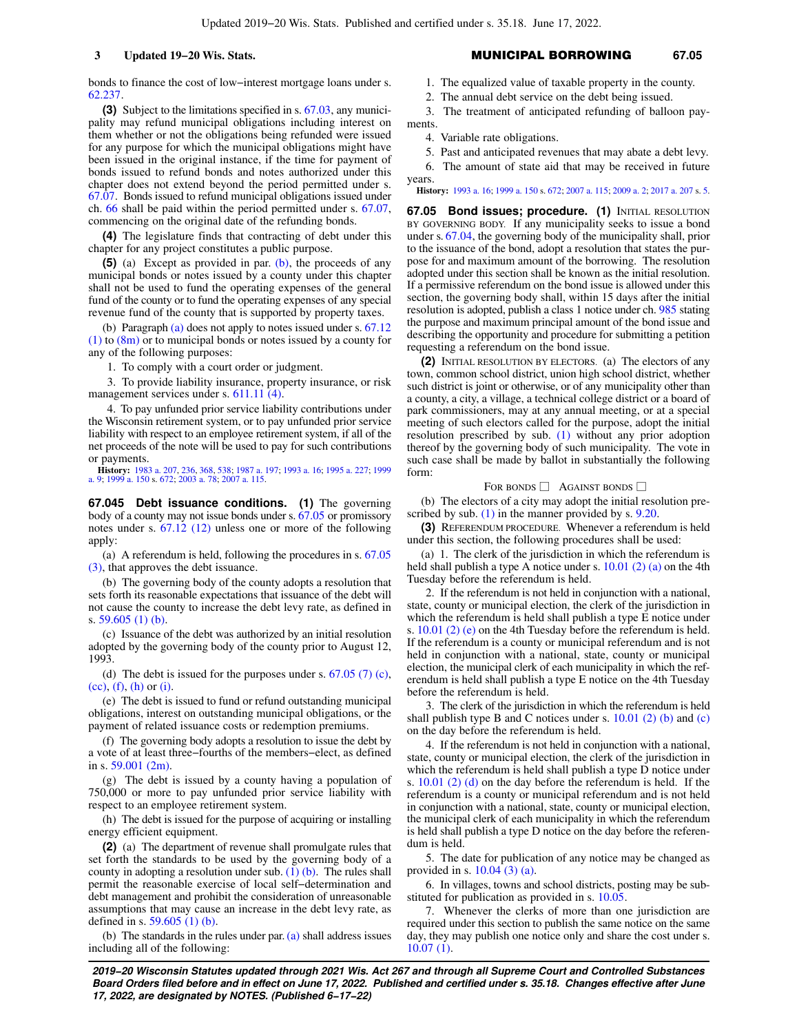bonds to finance the cost of low−interest mortgage loans under s. 62.237.

**(3)** Subject to the limitations specified in s. 67.03, any municipality may refund municipal obligations including interest on them whether or not the obligations being refunded were issued for any purpose for which the municipal obligations might have been issued in the original instance, if the time for payment of bonds issued to refund bonds and notes authorized under this chapter does not extend beyond the period permitted under s. 67.07. Bonds issued to refund municipal obligations issued under ch. 66 shall be paid within the period permitted under s. 67.07, commencing on the original date of the refunding bonds.

**(4)** The legislature finds that contracting of debt under this chapter for any project constitutes a public purpose.

**(5)** (a) Except as provided in par. (b), the proceeds of any municipal bonds or notes issued by a county under this chapter shall not be used to fund the operating expenses of the general fund of the county or to fund the operating expenses of any special revenue fund of the county that is supported by property taxes.

(b) Paragraph (a) does not apply to notes issued under s. 67.12 (1) to (8m) or to municipal bonds or notes issued by a county for any of the following purposes:

1. To comply with a court order or judgment.

3. To provide liability insurance, property insurance, or risk management services under s. 611.11 (4).

4. To pay unfunded prior service liability contributions under the Wisconsin retirement system, or to pay unfunded prior service liability with respect to an employee retirement system, if all of the net proceeds of the note will be used to pay for such contributions or payments.

**History:** 1983 a. 207, 236, 368, 538; 1987 a. 197; 1993 a. 16; 1995 a. 227; 1999 a. 9; 1999 a. 150 s. 672; 2003 a. 78; 2007 a. 115.

**67.045 Debt issuance conditions. (1)** The governing body of a county may not issue bonds under s. 67.05 or promissory notes under s. 67.12 (12) unless one or more of the following apply:

(a) A referendum is held, following the procedures in s. 67.05 (3), that approves the debt issuance.

(b) The governing body of the county adopts a resolution that sets forth its reasonable expectations that issuance of the debt will not cause the county to increase the debt levy rate, as defined in s. 59.605 (1) (b).

(c) Issuance of the debt was authorized by an initial resolution adopted by the governing body of the county prior to August 12, 1993.

(d) The debt is issued for the purposes under s. 67.05 (7) (c), (cc), (f), (h) or (i).

(e) The debt is issued to fund or refund outstanding municipal obligations, interest on outstanding municipal obligations, or the payment of related issuance costs or redemption premiums.

(f) The governing body adopts a resolution to issue the debt by a vote of at least three−fourths of the members−elect, as defined in s. 59.001 (2m).

(g) The debt is issued by a county having a population of 750,000 or more to pay unfunded prior service liability with respect to an employee retirement system.

(h) The debt is issued for the purpose of acquiring or installing energy efficient equipment.

**(2)** (a) The department of revenue shall promulgate rules that set forth the standards to be used by the governing body of a county in adopting a resolution under sub. (1) (b). The rules shall permit the reasonable exercise of local self−determination and debt management and prohibit the consideration of unreasonable assumptions that may cause an increase in the debt levy rate, as defined in s. 59.605 (1) (b).

(b) The standards in the rules under par. (a) shall address issues including all of the following:

1. The equalized value of taxable property in the county.

2. The annual debt service on the debt being issued.

3. The treatment of anticipated refunding of balloon payments.

4. Variable rate obligations.

5. Past and anticipated revenues that may abate a debt levy.

6. The amount of state aid that may be received in future years.

**History:** 1993 a. 16; 1999 a. 150 s. 672; 2007 a. 115; 2009 a. 2; 2017 a. 207 s. 5.

**67.05 Bond issues; procedure. (1)** Initial resolution by governing body. If any municipality seeks to issue a bond under s. 67.04, the governing body of the municipality shall, prior to the issuance of the bond, adopt a resolution that states the purpose for and maximum amount of the borrowing. The resolution adopted under this section shall be known as the initial resolution. If a permissive referendum on the bond issue is allowed under this section, the governing body shall, within 15 days after the initial resolution is adopted, publish a class 1 notice under ch. 985 stating the purpose and maximum principal amount of the bond issue and describing the opportunity and procedure for submitting a petition requesting a referendum on the bond issue.

**(2)** Initial resolution by electors. (a) The electors of any town, common school district, union high school district, whether such district is joint or otherwise, or of any municipality other than a county, a city, a village, a technical college district or a board of park commissioners, may at any annual meeting, or at a special meeting of such electors called for the purpose, adopt the initial resolution prescribed by sub. (1) without any prior adoption thereof by the governing body of such municipality. The vote in such case shall be made by ballot in substantially the following form:

For bonds ☐ Against bonds ☐

(b) The electors of a city may adopt the initial resolution prescribed by sub. (1) in the manner provided by s. 9.20.

**(3)** Referendum procedure. Whenever a referendum is held under this section, the following procedures shall be used:

(a) 1. The clerk of the jurisdiction in which the referendum is held shall publish a type A notice under s. 10.01 (2) (a) on the 4th Tuesday before the referendum is held.

2. If the referendum is not held in conjunction with a national, state, county or municipal election, the clerk of the jurisdiction in which the referendum is held shall publish a type E notice under s. 10.01 (2) (e) on the 4th Tuesday before the referendum is held. If the referendum is a county or municipal referendum and is not held in conjunction with a national, state, county or municipal election, the municipal clerk of each municipality in which the referendum is held shall publish a type E notice on the 4th Tuesday before the referendum is held.

3. The clerk of the jurisdiction in which the referendum is held shall publish type B and C notices under s. 10.01 (2) (b) and (c) on the day before the referendum is held.

4. If the referendum is not held in conjunction with a national, state, county or municipal election, the clerk of the jurisdiction in which the referendum is held shall publish a type D notice under s. 10.01 (2) (d) on the day before the referendum is held. If the referendum is a county or municipal referendum and is not held in conjunction with a national, state, county or municipal election, the municipal clerk of each municipality in which the referendum is held shall publish a type D notice on the day before the referendum is held.

5. The date for publication of any notice may be changed as provided in s. 10.04 (3) (a).

6. In villages, towns and school districts, posting may be substituted for publication as provided in s. 10.05.

7. Whenever the clerks of more than one jurisdiction are required under this section to publish the same notice on the same day, they may publish one notice only and share the cost under s. 10.07 (1).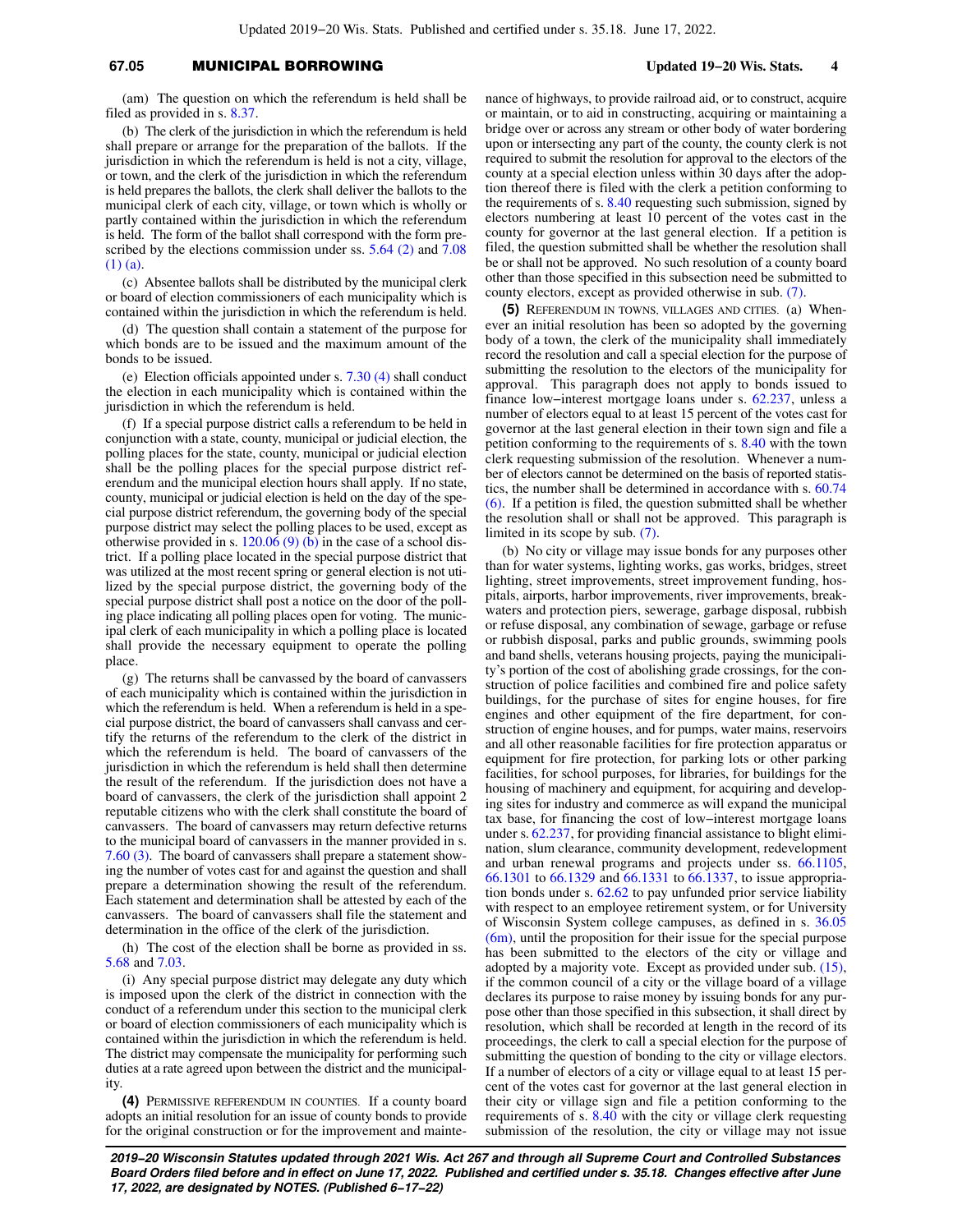(am) The question on which the referendum is held shall be filed as provided in s. 8.37.

(b) The clerk of the jurisdiction in which the referendum is held shall prepare or arrange for the preparation of the ballots. If the jurisdiction in which the referendum is held is not a city, village, or town, and the clerk of the jurisdiction in which the referendum is held prepares the ballots, the clerk shall deliver the ballots to the municipal clerk of each city, village, or town which is wholly or partly contained within the jurisdiction in which the referendum is held. The form of the ballot shall correspond with the form prescribed by the elections commission under ss. 5.64 (2) and 7.08 (1) (a).

(c) Absentee ballots shall be distributed by the municipal clerk or board of election commissioners of each municipality which is contained within the jurisdiction in which the referendum is held.

(d) The question shall contain a statement of the purpose for which bonds are to be issued and the maximum amount of the bonds to be issued.

(e) Election officials appointed under s. 7.30 (4) shall conduct the election in each municipality which is contained within the jurisdiction in which the referendum is held.

(f) If a special purpose district calls a referendum to be held in conjunction with a state, county, municipal or judicial election, the polling places for the state, county, municipal or judicial election shall be the polling places for the special purpose district referendum and the municipal election hours shall apply. If no state, county, municipal or judicial election is held on the day of the special purpose district referendum, the governing body of the special purpose district may select the polling places to be used, except as otherwise provided in s. 120.06 (9) (b) in the case of a school district. If a polling place located in the special purpose district that was utilized at the most recent spring or general election is not utilized by the special purpose district, the governing body of the special purpose district shall post a notice on the door of the polling place indicating all polling places open for voting. The municipal clerk of each municipality in which a polling place is located shall provide the necessary equipment to operate the polling place.

(g) The returns shall be canvassed by the board of canvassers of each municipality which is contained within the jurisdiction in which the referendum is held. When a referendum is held in a special purpose district, the board of canvassers shall canvass and certify the returns of the referendum to the clerk of the district in which the referendum is held. The board of canvassers of the jurisdiction in which the referendum is held shall then determine the result of the referendum. If the jurisdiction does not have a board of canvassers, the clerk of the jurisdiction shall appoint 2 reputable citizens who with the clerk shall constitute the board of canvassers. The board of canvassers may return defective returns to the municipal board of canvassers in the manner provided in s. 7.60 (3). The board of canvassers shall prepare a statement showing the number of votes cast for and against the question and shall prepare a determination showing the result of the referendum. Each statement and determination shall be attested by each of the canvassers. The board of canvassers shall file the statement and determination in the office of the clerk of the jurisdiction.

(h) The cost of the election shall be borne as provided in ss. 5.68 and 7.03.

(i) Any special purpose district may delegate any duty which is imposed upon the clerk of the district in connection with the conduct of a referendum under this section to the municipal clerk or board of election commissioners of each municipality which is contained within the jurisdiction in which the referendum is held. The district may compensate the municipality for performing such duties at a rate agreed upon between the district and the municipality.

**(4)** PERMISSIVE REFERENDUM IN COUNTIES. If a county board adopts an initial resolution for an issue of county bonds to provide for the original construction or for the improvement and maintenance of highways, to provide railroad aid, or to construct, acquire or maintain, or to aid in constructing, acquiring or maintaining a bridge over or across any stream or other body of water bordering upon or intersecting any part of the county, the county clerk is not required to submit the resolution for approval to the electors of the county at a special election unless within 30 days after the adoption thereof there is filed with the clerk a petition conforming to the requirements of s. 8.40 requesting such submission, signed by electors numbering at least 10 percent of the votes cast in the county for governor at the last general election. If a petition is filed, the question submitted shall be whether the resolution shall be or shall not be approved. No such resolution of a county board other than those specified in this subsection need be submitted to county electors, except as provided otherwise in sub. (7).

**(5)** REFERENDUM IN TOWNS, VILLAGES AND CITIES. (a) Whenever an initial resolution has been so adopted by the governing body of a town, the clerk of the municipality shall immediately record the resolution and call a special election for the purpose of submitting the resolution to the electors of the municipality for approval. This paragraph does not apply to bonds issued to finance low−interest mortgage loans under s. 62.237, unless a number of electors equal to at least 15 percent of the votes cast for governor at the last general election in their town sign and file a petition conforming to the requirements of s. 8.40 with the town clerk requesting submission of the resolution. Whenever a number of electors cannot be determined on the basis of reported statistics, the number shall be determined in accordance with s. 60.74 (6). If a petition is filed, the question submitted shall be whether the resolution shall or shall not be approved. This paragraph is limited in its scope by sub. (7).

(b) No city or village may issue bonds for any purposes other than for water systems, lighting works, gas works, bridges, street lighting, street improvements, street improvement funding, hospitals, airports, harbor improvements, river improvements, breakwaters and protection piers, sewerage, garbage disposal, rubbish or refuse disposal, any combination of sewage, garbage or refuse or rubbish disposal, parks and public grounds, swimming pools and band shells, veterans housing projects, paying the municipality's portion of the cost of abolishing grade crossings, for the construction of police facilities and combined fire and police safety buildings, for the purchase of sites for engine houses, for fire engines and other equipment of the fire department, for construction of engine houses, and for pumps, water mains, reservoirs and all other reasonable facilities for fire protection apparatus or equipment for fire protection, for parking lots or other parking facilities, for school purposes, for libraries, for buildings for the housing of machinery and equipment, for acquiring and developing sites for industry and commerce as will expand the municipal tax base, for financing the cost of low−interest mortgage loans under s. 62.237, for providing financial assistance to blight elimination, slum clearance, community development, redevelopment and urban renewal programs and projects under ss. 66.1105, 66.1301 to 66.1329 and 66.1331 to 66.1337, to issue appropriation bonds under s. 62.62 to pay unfunded prior service liability with respect to an employee retirement system, or for University of Wisconsin System college campuses, as defined in s. 36.05 (6m), until the proposition for their issue for the special purpose has been submitted to the electors of the city or village and adopted by a majority vote. Except as provided under sub. (15), if the common council of a city or the village board of a village declares its purpose to raise money by issuing bonds for any purpose other than those specified in this subsection, it shall direct by resolution, which shall be recorded at length in the record of its proceedings, the clerk to call a special election for the purpose of submitting the question of bonding to the city or village electors. If a number of electors of a city or village equal to at least 15 percent of the votes cast for governor at the last general election in their city or village sign and file a petition conforming to the requirements of s. 8.40 with the city or village clerk requesting submission of the resolution, the city or village may not issue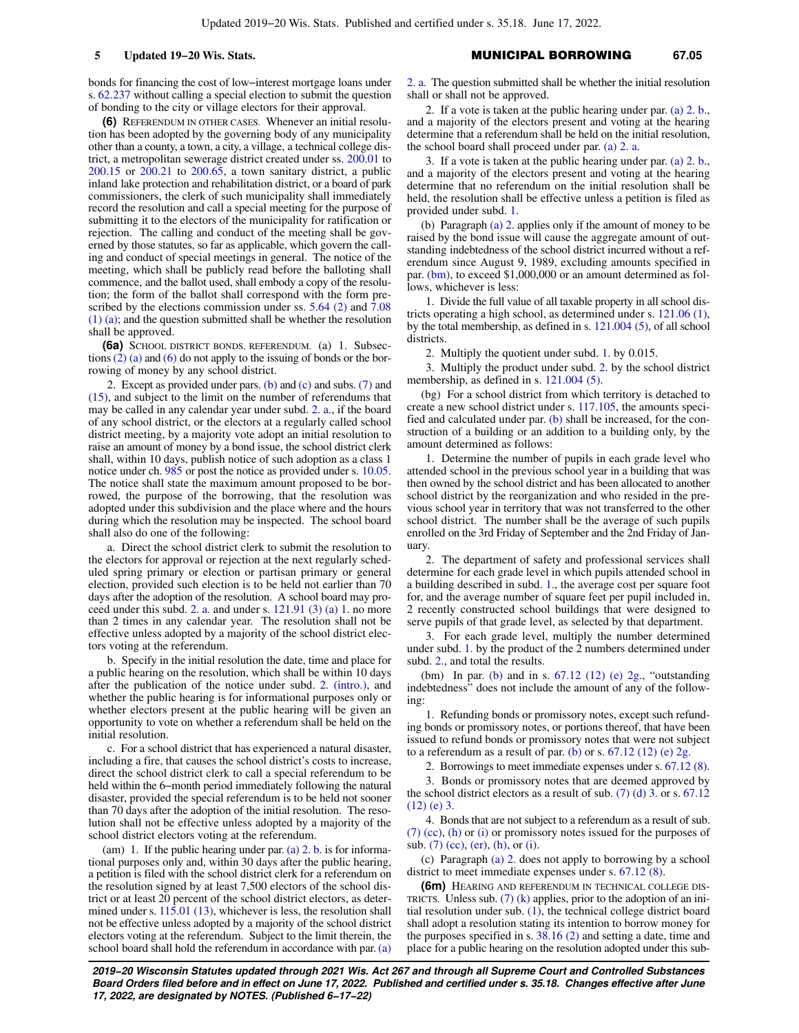bonds for financing the cost of low−interest mortgage loans under s. 62.237 without calling a special election to submit the question of bonding to the city or village electors for their approval.

**(6)** REFERENDUM IN OTHER CASES. Whenever an initial resolution has been adopted by the governing body of any municipality other than a county, a town, a city, a village, a technical college district, a metropolitan sewerage district created under ss. 200.01 to 200.15 or 200.21 to 200.65, a town sanitary district, a public inland lake protection and rehabilitation district, or a board of park commissioners, the clerk of such municipality shall immediately record the resolution and call a special meeting for the purpose of submitting it to the electors of the municipality for ratification or rejection. The calling and conduct of the meeting shall be governed by those statutes, so far as applicable, which govern the calling and conduct of special meetings in general. The notice of the meeting, which shall be publicly read before the balloting shall commence, and the ballot used, shall embody a copy of the resolution; the form of the ballot shall correspond with the form prescribed by the elections commission under ss. 5.64 (2) and 7.08 (1) (a); and the question submitted shall be whether the resolution shall be approved.

**(6a)** SCHOOL DISTRICT BONDS, REFERENDUM. (a) 1. Subsections (2) (a) and (6) do not apply to the issuing of bonds or the borrowing of money by any school district.

2. Except as provided under pars. (b) and (c) and subs. (7) and (15), and subject to the limit on the number of referendums that may be called in any calendar year under subd. 2. a., if the board of any school district, or the electors at a regularly called school district meeting, by a majority vote adopt an initial resolution to raise an amount of money by a bond issue, the school district clerk shall, within 10 days, publish notice of such adoption as a class 1 notice under ch. 985 or post the notice as provided under s. 10.05. The notice shall state the maximum amount proposed to be borrowed, the purpose of the borrowing, that the resolution was adopted under this subdivision and the place where and the hours during which the resolution may be inspected. The school board shall also do one of the following:

a. Direct the school district clerk to submit the resolution to the electors for approval or rejection at the next regularly scheduled spring primary or election or partisan primary or general election, provided such election is to be held not earlier than 70 days after the adoption of the resolution. A school board may proceed under this subd. 2. a. and under s. 121.91 (3) (a) 1. no more than 2 times in any calendar year. The resolution shall not be effective unless adopted by a majority of the school district electors voting at the referendum.

b. Specify in the initial resolution the date, time and place for a public hearing on the resolution, which shall be within 10 days after the publication of the notice under subd. 2. (intro.), and whether the public hearing is for informational purposes only or whether electors present at the public hearing will be given an opportunity to vote on whether a referendum shall be held on the initial resolution.

c. For a school district that has experienced a natural disaster, including a fire, that causes the school district's costs to increase, direct the school district clerk to call a special referendum to be held within the 6−month period immediately following the natural disaster, provided the special referendum is to be held not sooner than 70 days after the adoption of the initial resolution. The resolution shall not be effective unless adopted by a majority of the school district electors voting at the referendum.

(am) 1. If the public hearing under par. (a) 2. b. is for informational purposes only and, within 30 days after the public hearing, a petition is filed with the school district clerk for a referendum on the resolution signed by at least 7,500 electors of the school district or at least 20 percent of the school district electors, as determined under s. 115.01 (13), whichever is less, the resolution shall not be effective unless adopted by a majority of the school district electors voting at the referendum. Subject to the limit therein, the school board shall hold the referendum in accordance with par. (a) 2. a. The question submitted shall be whether the initial resolution shall or shall not be approved.

2. If a vote is taken at the public hearing under par. (a) 2. b., and a majority of the electors present and voting at the hearing determine that a referendum shall be held on the initial resolution, the school board shall proceed under par. (a) 2. a.

3. If a vote is taken at the public hearing under par. (a) 2. b., and a majority of the electors present and voting at the hearing determine that no referendum on the initial resolution shall be held, the resolution shall be effective unless a petition is filed as provided under subd. 1.

(b) Paragraph (a) 2. applies only if the amount of money to be raised by the bond issue will cause the aggregate amount of outstanding indebtedness of the school district incurred without a referendum since August 9, 1989, excluding amounts specified in par. (bm), to exceed $1,000,000 or an amount determined as follows, whichever is less:

1. Divide the full value of all taxable property in all school districts operating a high school, as determined under s. 121.06 (1), by the total membership, as defined in s. 121.004 (5), of all school districts.

2. Multiply the quotient under subd. 1. by 0.015.

3. Multiply the product under subd. 2. by the school district membership, as defined in s. 121.004 (5).

(bg) For a school district from which territory is detached to create a new school district under s. 117.105, the amounts specified and calculated under par. (b) shall be increased, for the construction of a building or an addition to a building only, by the amount determined as follows:

1. Determine the number of pupils in each grade level who attended school in the previous school year in a building that was then owned by the school district and has been allocated to another school district by the reorganization and who resided in the previous school year in territory that was not transferred to the other school district. The number shall be the average of such pupils enrolled on the 3rd Friday of September and the 2nd Friday of January.

2. The department of safety and professional services shall determine for each grade level in which pupils attended school in a building described in subd. 1., the average cost per square foot for, and the average number of square feet per pupil included in, 2 recently constructed school buildings that were designed to serve pupils of that grade level, as selected by that department.

3. For each grade level, multiply the number determined under subd. 1. by the product of the 2 numbers determined under subd. 2., and total the results.

(bm) In par. (b) and in s. 67.12 (12) (e) 2g., "outstanding indebtedness" does not include the amount of any of the following:

1. Refunding bonds or promissory notes, except such refunding bonds or promissory notes, or portions thereof, that have been issued to refund bonds or promissory notes that were not subject to a referendum as a result of par. (b) or s. 67.12 (12) (e) 2g.

2. Borrowings to meet immediate expenses under s. 67.12 (8).

3. Bonds or promissory notes that are deemed approved by the school district electors as a result of sub. (7) (d) 3. or s. 67.12 (12) (e) 3.

4. Bonds that are not subject to a referendum as a result of sub. (7) (cc), (h) or (i) or promissory notes issued for the purposes of sub. (7) (cc), (er), (h), or (i).

(c) Paragraph (a) 2. does not apply to borrowing by a school district to meet immediate expenses under s. 67.12 (8).

**(6m)** HEARING AND REFERENDUM IN TECHNICAL COLLEGE DISTRICTS. Unless sub. (7) (k) applies, prior to the adoption of an initial resolution under sub. (1), the technical college district board shall adopt a resolution stating its intention to borrow money for the purposes specified in s. 38.16 (2) and setting a date, time and place for a public hearing on the resolution adopted under this sub-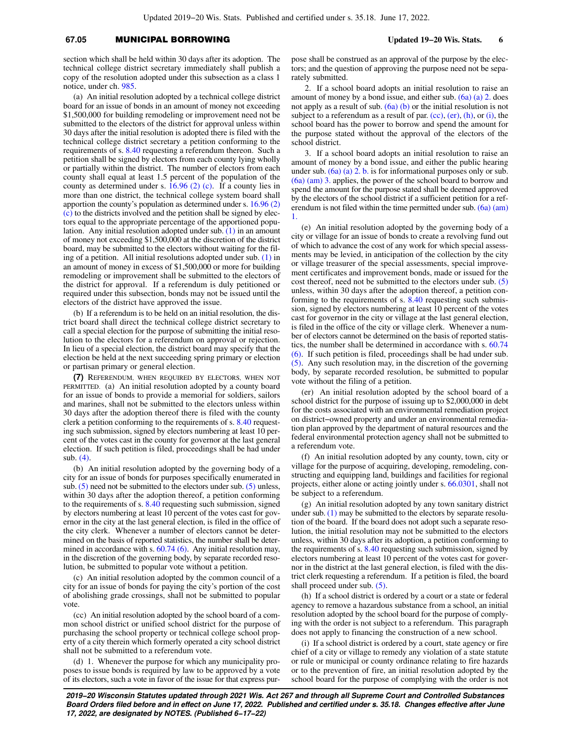section which shall be held within 30 days after its adoption. The technical college district secretary immediately shall publish a copy of the resolution adopted under this subsection as a class 1 notice, under ch. 985.

(a) An initial resolution adopted by a technical college district board for an issue of bonds in an amount of money not exceeding $1,500,000 for building remodeling or improvement need not be submitted to the electors of the district for approval unless within 30 days after the initial resolution is adopted there is filed with the technical college district secretary a petition conforming to the requirements of s. 8.40 requesting a referendum thereon. Such a petition shall be signed by electors from each county lying wholly or partially within the district. The number of electors from each county shall equal at least 1.5 percent of the population of the county as determined under s. 16.96 (2) (c). If a county lies in more than one district, the technical college system board shall apportion the county's population as determined under s. 16.96 (2) (c) to the districts involved and the petition shall be signed by electors equal to the appropriate percentage of the apportioned population. Any initial resolution adopted under sub. (1) in an amount of money not exceeding $1,500,000 at the discretion of the district board, may be submitted to the electors without waiting for the filing of a petition. All initial resolutions adopted under sub. (1) in an amount of money in excess of $1,500,000 or more for building remodeling or improvement shall be submitted to the electors of the district for approval. If a referendum is duly petitioned or required under this subsection, bonds may not be issued until the electors of the district have approved the issue.

(b) If a referendum is to be held on an initial resolution, the district board shall direct the technical college district secretary to call a special election for the purpose of submitting the initial resolution to the electors for a referendum on approval or rejection. In lieu of a special election, the district board may specify that the election be held at the next succeeding spring primary or election or partisan primary or general election.

**(7)** REFERENDUM, WHEN REQUIRED BY ELECTORS, WHEN NOT PERMITTED. (a) An initial resolution adopted by a county board for an issue of bonds to provide a memorial for soldiers, sailors and marines, shall not be submitted to the electors unless within 30 days after the adoption thereof there is filed with the county clerk a petition conforming to the requirements of s. 8.40 requesting such submission, signed by electors numbering at least 10 percent of the votes cast in the county for governor at the last general election. If such petition is filed, proceedings shall be had under sub. (4).

(b) An initial resolution adopted by the governing body of a city for an issue of bonds for purposes specifically enumerated in sub. (5) need not be submitted to the electors under sub. (5) unless, within 30 days after the adoption thereof, a petition conforming to the requirements of s. 8.40 requesting such submission, signed by electors numbering at least 10 percent of the votes cast for governor in the city at the last general election, is filed in the office of the city clerk. Whenever a number of electors cannot be determined on the basis of reported statistics, the number shall be determined in accordance with s. 60.74 (6). Any initial resolution may, in the discretion of the governing body, by separate recorded resolution, be submitted to popular vote without a petition.

(c) An initial resolution adopted by the common council of a city for an issue of bonds for paying the city's portion of the cost of abolishing grade crossings, shall not be submitted to popular vote.

(cc) An initial resolution adopted by the school board of a common school district or unified school district for the purpose of purchasing the school property or technical college school property of a city therein which formerly operated a city school district shall not be submitted to a referendum vote.

(d) 1. Whenever the purpose for which any municipality proposes to issue bonds is required by law to be approved by a vote of its electors, such a vote in favor of the issue for that express purpose shall be construed as an approval of the purpose by the electors; and the question of approving the purpose need not be separately submitted.

2. If a school board adopts an initial resolution to raise an amount of money by a bond issue, and either sub. (6a) (a) 2. does not apply as a result of sub. (6a) (b) or the initial resolution is not subject to a referendum as a result of par. (cc), (er), (h), or (i), the school board has the power to borrow and spend the amount for the purpose stated without the approval of the electors of the school district.

3. If a school board adopts an initial resolution to raise an amount of money by a bond issue, and either the public hearing under sub. (6a) (a) 2. b. is for informational purposes only or sub. (6a) (am) 3. applies, the power of the school board to borrow and spend the amount for the purpose stated shall be deemed approved by the electors of the school district if a sufficient petition for a referendum is not filed within the time permitted under sub. (6a) (am) 1.

(e) An initial resolution adopted by the governing body of a city or village for an issue of bonds to create a revolving fund out of which to advance the cost of any work for which special assessments may be levied, in anticipation of the collection by the city or village treasurer of the special assessments, special improvement certificates and improvement bonds, made or issued for the cost thereof, need not be submitted to the electors under sub. (5) unless, within 30 days after the adoption thereof, a petition conforming to the requirements of s. 8.40 requesting such submission, signed by electors numbering at least 10 percent of the votes cast for governor in the city or village at the last general election, is filed in the office of the city or village clerk. Whenever a number of electors cannot be determined on the basis of reported statistics, the number shall be determined in accordance with s. 60.74 (6). If such petition is filed, proceedings shall be had under sub. (5). Any such resolution may, in the discretion of the governing body, by separate recorded resolution, be submitted to popular vote without the filing of a petition.

(er) An initial resolution adopted by the school board of a school district for the purpose of issuing up to $2,000,000 in debt for the costs associated with an environmental remediation project on district-owned property and under an environmental remediation plan approved by the department of natural resources and the federal environmental protection agency shall not be submitted to a referendum vote.

(f) An initial resolution adopted by any county, town, city or village for the purpose of acquiring, developing, remodeling, constructing and equipping land, buildings and facilities for regional projects, either alone or acting jointly under s. 66.0301, shall not be subject to a referendum.

(g) An initial resolution adopted by any town sanitary district under sub. (1) may be submitted to the electors by separate resolution of the board. If the board does not adopt such a separate resolution, the initial resolution may not be submitted to the electors unless, within 30 days after its adoption, a petition conforming to the requirements of s. 8.40 requesting such submission, signed by electors numbering at least 10 percent of the votes cast for governor in the district at the last general election, is filed with the district clerk requesting a referendum. If a petition is filed, the board shall proceed under sub. (5).

(h) If a school district is ordered by a court or a state or federal agency to remove a hazardous substance from a school, an initial resolution adopted by the school board for the purpose of complying with the order is not subject to a referendum. This paragraph does not apply to financing the construction of a new school.

(i) If a school district is ordered by a court, state agency or fire chief of a city or village to remedy any violation of a state statute or rule or municipal or county ordinance relating to fire hazards or to the prevention of fire, an initial resolution adopted by the school board for the purpose of complying with the order is not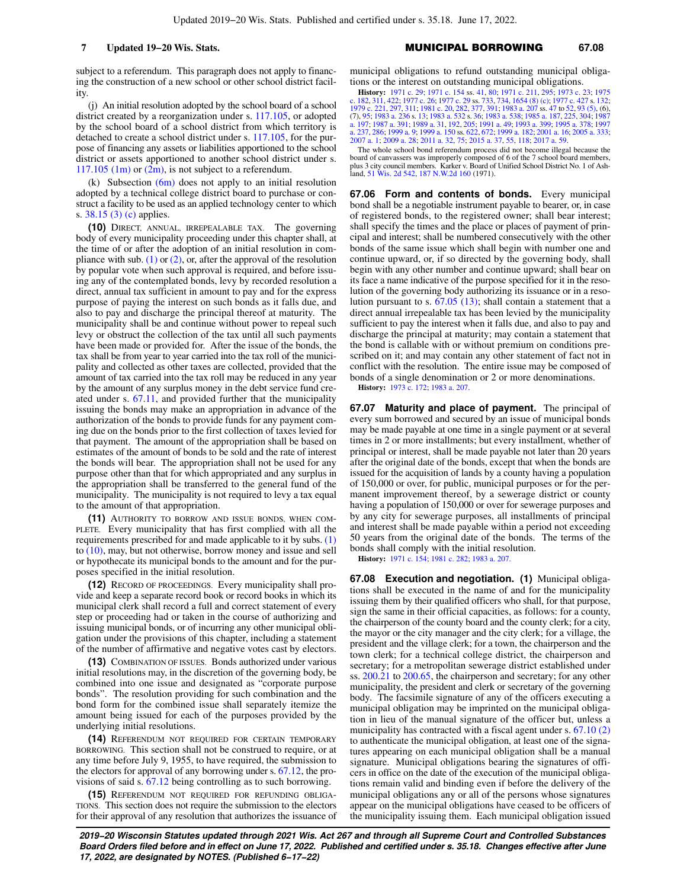subject to a referendum. This paragraph does not apply to financing the construction of a new school or other school district facility.

(j) An initial resolution adopted by the school board of a school district created by a reorganization under s. 117.105, or adopted by the school board of a school district from which territory is detached to create a school district under s. 117.105, for the purpose of financing any assets or liabilities apportioned to the school district or assets apportioned to another school district under s. 117.105 (1m) or (2m), is not subject to a referendum.

(k) Subsection (6m) does not apply to an initial resolution adopted by a technical college district board to purchase or construct a facility to be used as an applied technology center to which s. 38.15 (3) (c) applies.

**(10)** DIRECT, ANNUAL, IRREPEALABLE TAX. The governing body of every municipality proceeding under this chapter shall, at the time of or after the adoption of an initial resolution in compliance with sub. (1) or (2), or, after the approval of the resolution by popular vote when such approval is required, and before issuing any of the contemplated bonds, levy by recorded resolution a direct, annual tax sufficient in amount to pay and for the express purpose of paying the interest on such bonds as it falls due, and also to pay and discharge the principal thereof at maturity. The municipality shall be and continue without power to repeal such levy or obstruct the collection of the tax until all such payments have been made or provided for. After the issue of the bonds, the tax shall be from year to year carried into the tax roll of the municipality and collected as other taxes are collected, provided that the amount of tax carried into the tax roll may be reduced in any year by the amount of any surplus money in the debt service fund created under s. 67.11, and provided further that the municipality issuing the bonds may make an appropriation in advance of the authorization of the bonds to provide funds for any payment coming due on the bonds prior to the first collection of taxes levied for that payment. The amount of the appropriation shall be based on estimates of the amount of bonds to be sold and the rate of interest the bonds will bear. The appropriation shall not be used for any purpose other than that for which appropriated and any surplus in the appropriation shall be transferred to the general fund of the municipality. The municipality is not required to levy a tax equal to the amount of that appropriation.

**(11)** AUTHORITY TO BORROW AND ISSUE BONDS, WHEN COMPLETE. Every municipality that has first complied with all the requirements prescribed for and made applicable to it by subs. (1) to (10), may, but not otherwise, borrow money and issue and sell or hypothecate its municipal bonds to the amount and for the purposes specified in the initial resolution.

**(12)** RECORD OF PROCEEDINGS. Every municipality shall provide and keep a separate record book or record books in which its municipal clerk shall record a full and correct statement of every step or proceeding had or taken in the course of authorizing and issuing municipal bonds, or of incurring any other municipal obligation under the provisions of this chapter, including a statement of the number of affirmative and negative votes cast by electors.

**(13)** COMBINATION OF ISSUES. Bonds authorized under various initial resolutions may, in the discretion of the governing body, be combined into one issue and designated as "corporate purpose bonds". The resolution providing for such combination and the bond form for the combined issue shall separately itemize the amount being issued for each of the purposes provided by the underlying initial resolutions.

**(14)** REFERENDUM NOT REQUIRED FOR CERTAIN TEMPORARY BORROWING. This section shall not be construed to require, or at any time before July 9, 1955, to have required, the submission to the electors for approval of any borrowing under s. 67.12, the provisions of said s. 67.12 being controlling as to such borrowing.

**(15)** REFERENDUM NOT REQUIRED FOR REFUNDING OBLIGATIONS. This section does not require the submission to the electors for their approval of any resolution that authorizes the issuance of municipal obligations to refund outstanding municipal obligations or the interest on outstanding municipal obligations.

**History:** 1971 c. 29; 1971 c. 154 ss. 41, 80; 1971 c. 211, 295; 1973 c. 23; 1975 c. 182, 311, 422; 1977 c. 26; 1977 c. 29 ss. 733, 734, 1654 (8) (c); 1977 c. 427 s. 132; 1979 c. 221, 297, 311; 1981 c. 20, 282, 377, 391; 1983 a. 207 ss. 47 to 52, 93 (5), (6), (7), 95; 1983 a. 236 s. 13; 1983 a. 532 s. 36; 1983 a. 538; 1985 a. 187, 225, 304; 1987 a. 197; 1987 a. 391; 1989 a. 31, 192, 205; 1991 a. 49; 1993 a. 399; 1995 a. 378; 1997 a. 237, 286; 1999 a. 9; 1999 a. 150 ss. 622, 672; 1999 a. 182; 2001 a. 16; 2005 a. 333; 2007 a. 1; 2009 a. 28; 2011 a. 32, 75; 2015 a. 37, 55, 118; 2017 a. 59.

The whole school bond referendum process did not become illegal because the board of canvassers was improperly composed of 6 of the 7 school board members, plus 3 city council members. Karker v. Board of Unified School District No. 1 of Ashland, 51 Wis. 2d 542, 187 N.W.2d 160 (1971).

**67.06 Form and contents of bonds.** Every municipal bond shall be a negotiable instrument payable to bearer, or, in case of registered bonds, to the registered owner; shall bear interest; shall specify the times and the place or places of payment of principal and interest; shall be numbered consecutively with the other bonds of the same issue which shall begin with number one and continue upward, or, if so directed by the governing body, shall begin with any other number and continue upward; shall bear on its face a name indicative of the purpose specified for it in the resolution of the governing body authorizing its issuance or in a resolution pursuant to s. 67.05 (13); shall contain a statement that a direct annual irrepealable tax has been levied by the municipality sufficient to pay the interest when it falls due, and also to pay and discharge the principal at maturity; may contain a statement that the bond is callable with or without premium on conditions prescribed on it; and may contain any other statement of fact not in conflict with the resolution. The entire issue may be composed of bonds of a single denomination or 2 or more denominations.

**History:** 1973 c. 172; 1983 a. 207.

**67.07 Maturity and place of payment.** The principal of every sum borrowed and secured by an issue of municipal bonds may be made payable at one time in a single payment or at several times in 2 or more installments; but every installment, whether of principal or interest, shall be made payable not later than 20 years after the original date of the bonds, except that when the bonds are issued for the acquisition of lands by a county having a population of 150,000 or over, for public, municipal purposes or for the permanent improvement thereof, by a sewerage district or county having a population of 150,000 or over for sewerage purposes and by any city for sewerage purposes, all installments of principal and interest shall be made payable within a period not exceeding 50 years from the original date of the bonds. The terms of the bonds shall comply with the initial resolution.

**History:** 1971 c. 154; 1981 c. 282; 1983 a. 207.

**67.08 Execution and negotiation. (1)** Municipal obligations shall be executed in the name of and for the municipality issuing them by their qualified officers who shall, for that purpose, sign the same in their official capacities, as follows: for a county, the chairperson of the county board and the county clerk; for a city, the mayor or the city manager and the city clerk; for a village, the president and the village clerk; for a town, the chairperson and the town clerk; for a technical college district, the chairperson and secretary; for a metropolitan sewerage district established under ss. 200.21 to 200.65, the chairperson and secretary; for any other municipality, the president and clerk or secretary of the governing body. The facsimile signature of any of the officers executing a municipal obligation may be imprinted on the municipal obligation in lieu of the manual signature of the officer but, unless a municipality has contracted with a fiscal agent under s. 67.10 (2) to authenticate the municipal obligation, at least one of the signatures appearing on each municipal obligation shall be a manual signature. Municipal obligations bearing the signatures of officers in office on the date of the execution of the municipal obligations remain valid and binding even if before the delivery of the municipal obligations any or all of the persons whose signatures appear on the municipal obligations have ceased to be officers of the municipality issuing them. Each municipal obligation issued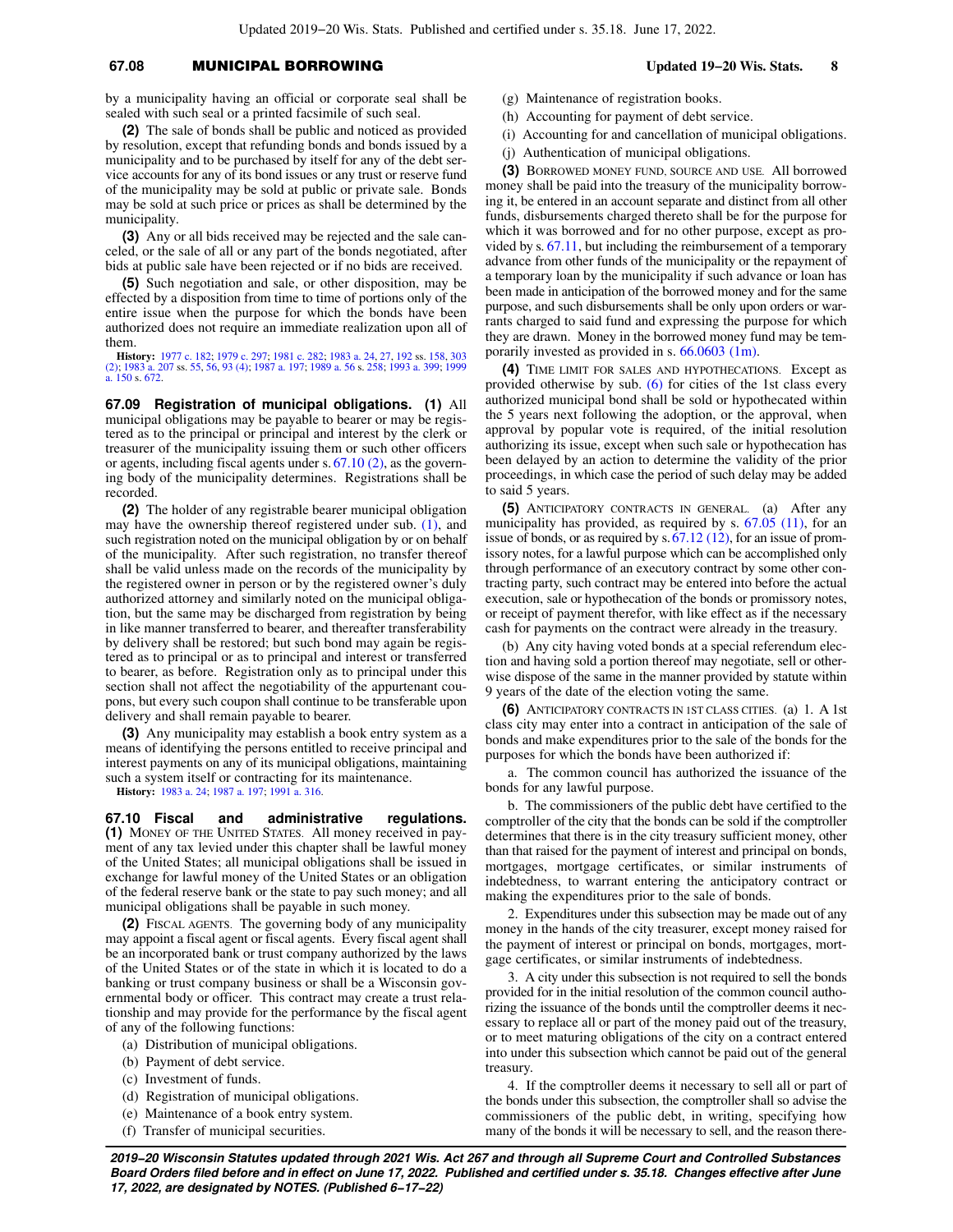by a municipality having an official or corporate seal shall be sealed with such seal or a printed facsimile of such seal.

**(2)** The sale of bonds shall be public and noticed as provided by resolution, except that refunding bonds and bonds issued by a municipality and to be purchased by itself for any of the debt service accounts for any of its bond issues or any trust or reserve fund of the municipality may be sold at public or private sale. Bonds may be sold at such price or prices as shall be determined by the municipality.

**(3)** Any or all bids received may be rejected and the sale canceled, or the sale of all or any part of the bonds negotiated, after bids at public sale have been rejected or if no bids are received.

**(5)** Such negotiation and sale, or other disposition, may be effected by a disposition from time to time of portions only of the entire issue when the purpose for which the bonds have been authorized does not require an immediate realization upon all of them.

**History:** 1977 c. 182; 1979 c. 297; 1981 c. 282; 1983 a. 24, 27, 192 ss. 158, 303 (2); 1983 a. 207 ss. 55, 56, 93 (4); 1987 a. 197; 1989 a. 56 s. 258; 1993 a. 399; 1999 a. 150 s. 672.

**67.09 Registration of municipal obligations. (1)** All municipal obligations may be payable to bearer or may be registered as to the principal or principal and interest by the clerk or treasurer of the municipality issuing them or such other officers or agents, including fiscal agents under s. 67.10 (2), as the governing body of the municipality determines. Registrations shall be recorded.

**(2)** The holder of any registrable bearer municipal obligation may have the ownership thereof registered under sub. (1), and such registration noted on the municipal obligation by or on behalf of the municipality. After such registration, no transfer thereof shall be valid unless made on the records of the municipality by the registered owner in person or by the registered owner's duly authorized attorney and similarly noted on the municipal obligation, but the same may be discharged from registration by being in like manner transferred to bearer, and thereafter transferability by delivery shall be restored; but such bond may again be registered as to principal or as to principal and interest or transferred to bearer, as before. Registration only as to principal under this section shall not affect the negotiability of the appurtenant coupons, but every such coupon shall continue to be transferable upon delivery and shall remain payable to bearer.

**(3)** Any municipality may establish a book entry system as a means of identifying the persons entitled to receive principal and interest payments on any of its municipal obligations, maintaining such a system itself or contracting for its maintenance.

**History:** 1983 a. 24; 1987 a. 197; 1991 a. 316.

**67.10 Fiscal and administrative regulations. (1)** MONEY OF THE UNITED STATES. All money received in payment of any tax levied under this chapter shall be lawful money of the United States; all municipal obligations shall be issued in exchange for lawful money of the United States or an obligation of the federal reserve bank or the state to pay such money; and all municipal obligations shall be payable in such money.

**(2)** FISCAL AGENTS. The governing body of any municipality may appoint a fiscal agent or fiscal agents. Every fiscal agent shall be an incorporated bank or trust company authorized by the laws of the United States or of the state in which it is located to do a banking or trust company business or shall be a Wisconsin governmental body or officer. This contract may create a trust relationship and may provide for the performance by the fiscal agent of any of the following functions:

(a) Distribution of municipal obligations.

(b) Payment of debt service.

(c) Investment of funds.

(d) Registration of municipal obligations.

(e) Maintenance of a book entry system.

(f) Transfer of municipal securities.

(g) Maintenance of registration books.

(h) Accounting for payment of debt service.

(i) Accounting for and cancellation of municipal obligations.

(j) Authentication of municipal obligations.

**(3)** BORROWED MONEY FUND, SOURCE AND USE. All borrowed money shall be paid into the treasury of the municipality borrowing it, be entered in an account separate and distinct from all other funds, disbursements charged thereto shall be for the purpose for which it was borrowed and for no other purpose, except as provided by s. 67.11, but including the reimbursement of a temporary advance from other funds of the municipality or the repayment of a temporary loan by the municipality if such advance or loan has been made in anticipation of the borrowed money and for the same purpose, and such disbursements shall be only upon orders or warrants charged to said fund and expressing the purpose for which they are drawn. Money in the borrowed money fund may be temporarily invested as provided in s. 66.0603 (1m).

**(4)** TIME LIMIT FOR SALES AND HYPOTHECATIONS. Except as provided otherwise by sub. (6) for cities of the 1st class every authorized municipal bond shall be sold or hypothecated within the 5 years next following the adoption, or the approval, when approval by popular vote is required, of the initial resolution authorizing its issue, except when such sale or hypothecation has been delayed by an action to determine the validity of the prior proceedings, in which case the period of such delay may be added to said 5 years.

**(5)** ANTICIPATORY CONTRACTS IN GENERAL. (a) After any municipality has provided, as required by s. 67.05 (11), for an issue of bonds, or as required by s. 67.12 (12), for an issue of promissory notes, for a lawful purpose which can be accomplished only through performance of an executory contract by some other contracting party, such contract may be entered into before the actual execution, sale or hypothecation of the bonds or promissory notes, or receipt of payment therefor, with like effect as if the necessary cash for payments on the contract were already in the treasury.

(b) Any city having voted bonds at a special referendum election and having sold a portion thereof may negotiate, sell or otherwise dispose of the same in the manner provided by statute within 9 years of the date of the election voting the same.

**(6)** ANTICIPATORY CONTRACTS IN 1ST CLASS CITIES. (a) 1. A 1st class city may enter into a contract in anticipation of the sale of bonds and make expenditures prior to the sale of the bonds for the purposes for which the bonds have been authorized if:

a. The common council has authorized the issuance of the bonds for any lawful purpose.

b. The commissioners of the public debt have certified to the comptroller of the city that the bonds can be sold if the comptroller determines that there is in the city treasury sufficient money, other than that raised for the payment of interest and principal on bonds, mortgages, mortgage certificates, or similar instruments of indebtedness, to warrant entering the anticipatory contract or making the expenditures prior to the sale of bonds.

2. Expenditures under this subsection may be made out of any money in the hands of the city treasurer, except money raised for the payment of interest or principal on bonds, mortgages, mortgage certificates, or similar instruments of indebtedness.

3. A city under this subsection is not required to sell the bonds provided for in the initial resolution of the common council authorizing the issuance of the bonds until the comptroller deems it necessary to replace all or part of the money paid out of the treasury, or to meet maturing obligations of the city on a contract entered into under this subsection which cannot be paid out of the general treasury.

4. If the comptroller deems it necessary to sell all or part of the bonds under this subsection, the comptroller shall so advise the commissioners of the public debt, in writing, specifying how many of the bonds it will be necessary to sell, and the reason there-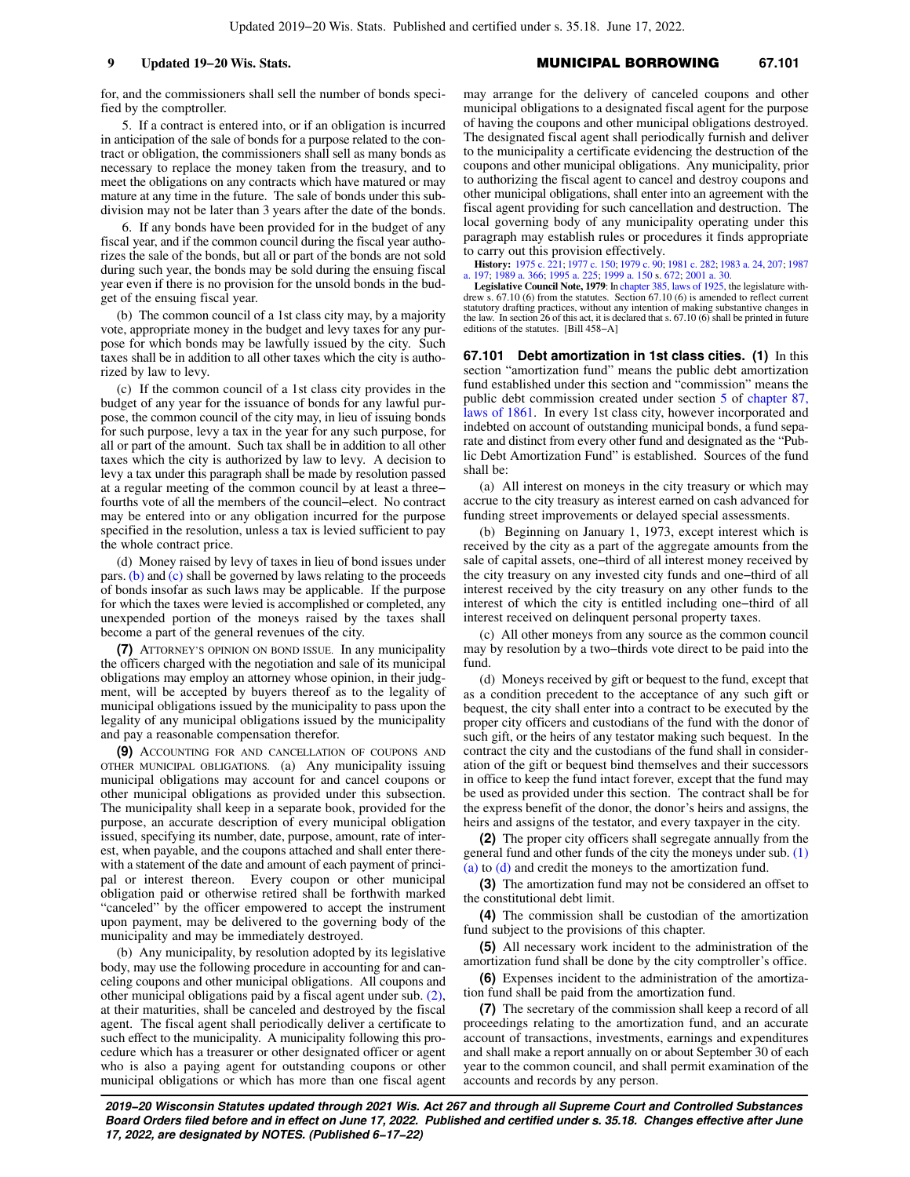for, and the commissioners shall sell the number of bonds specified by the comptroller.

5. If a contract is entered into, or if an obligation is incurred in anticipation of the sale of bonds for a purpose related to the contract or obligation, the commissioners shall sell as many bonds as necessary to replace the money taken from the treasury, and to meet the obligations on any contracts which have matured or may mature at any time in the future. The sale of bonds under this subdivision may not be later than 3 years after the date of the bonds.

6. If any bonds have been provided for in the budget of any fiscal year, and if the common council during the fiscal year authorizes the sale of the bonds, but all or part of the bonds are not sold during such year, the bonds may be sold during the ensuing fiscal year even if there is no provision for the unsold bonds in the budget of the ensuing fiscal year.

(b) The common council of a 1st class city may, by a majority vote, appropriate money in the budget and levy taxes for any purpose for which bonds may be lawfully issued by the city. Such taxes shall be in addition to all other taxes which the city is authorized by law to levy.

(c) If the common council of a 1st class city provides in the budget of any year for the issuance of bonds for any lawful purpose, the common council of the city may, in lieu of issuing bonds for such purpose, levy a tax in the year for any such purpose, for all or part of the amount. Such tax shall be in addition to all other taxes which the city is authorized by law to levy. A decision to levy a tax under this paragraph shall be made by resolution passed at a regular meeting of the common council by at least a three-fourths vote of all the members of the council-elect. No contract may be entered into or any obligation incurred for the purpose specified in the resolution, unless a tax is levied sufficient to pay the whole contract price.

(d) Money raised by levy of taxes in lieu of bond issues under pars. (b) and (c) shall be governed by laws relating to the proceeds of bonds insofar as such laws may be applicable. If the purpose for which the taxes were levied is accomplished or completed, any unexpended portion of the moneys raised by the taxes shall become a part of the general revenues of the city.

**(7)** ATTORNEY'S OPINION ON BOND ISSUE. In any municipality the officers charged with the negotiation and sale of its municipal obligations may employ an attorney whose opinion, in their judgment, will be accepted by buyers thereof as to the legality of municipal obligations issued by the municipality to pass upon the legality of any municipal obligations issued by the municipality and pay a reasonable compensation therefor.

**(9)** ACCOUNTING FOR AND CANCELLATION OF COUPONS AND OTHER MUNICIPAL OBLIGATIONS. (a) Any municipality issuing municipal obligations may account for and cancel coupons or other municipal obligations as provided under this subsection. The municipality shall keep in a separate book, provided for the purpose, an accurate description of every municipal obligation issued, specifying its number, date, purpose, amount, rate of interest, when payable, and the coupons attached and shall enter therewith a statement of the date and amount of each payment of principal or interest thereon. Every coupon or other municipal obligation paid or otherwise retired shall be forthwith marked "canceled" by the officer empowered to accept the instrument upon payment, may be delivered to the governing body of the municipality and may be immediately destroyed.

(b) Any municipality, by resolution adopted by its legislative body, may use the following procedure in accounting for and canceling coupons and other municipal obligations. All coupons and other municipal obligations paid by a fiscal agent under sub. (2), at their maturities, shall be canceled and destroyed by the fiscal agent. The fiscal agent shall periodically deliver a certificate to such effect to the municipality. A municipality following this procedure which has a treasurer or other designated officer or agent who is also a paying agent for outstanding coupons or other municipal obligations or which has more than one fiscal agent may arrange for the delivery of canceled coupons and other municipal obligations to a designated fiscal agent for the purpose of having the coupons and other municipal obligations destroyed. The designated fiscal agent shall periodically furnish and deliver to the municipality a certificate evidencing the destruction of the coupons and other municipal obligations. Any municipality, prior to authorizing the fiscal agent to cancel and destroy coupons and other municipal obligations, shall enter into an agreement with the fiscal agent providing for such cancellation and destruction. The local governing body of any municipality operating under this paragraph may establish rules or procedures it finds appropriate to carry out this provision effectively.

**History:** 1975 c. 221; 1977 c. 150; 1979 c. 90; 1981 c. 282; 1983 a. 24, 207; 1987 a. 197; 1989 a. 366; 1995 a. 225; 1999 a. 150 s. 672; 2001 a. 30.

**Legislative Council Note, 1979**: In chapter 385, laws of 1925, the legislature withdrew s. 67.10 (6) from the statutes. Section 67.10 (6) is amended to reflect current statutory drafting practices, without any intention of making substantive changes in the law. In section 26 of this act, it is declared that s. 67.10 (6) shall be printed in future editions of the statutes. [Bill 458-A]

**67.101 Debt amortization in 1st class cities. (1)** In this section "amortization fund" means the public debt amortization fund established under this section and "commission" means the public debt commission created under section 5 of chapter 87, laws of 1861. In every 1st class city, however incorporated and indebted on account of outstanding municipal bonds, a fund separate and distinct from every other fund and designated as the "Public Debt Amortization Fund" is established. Sources of the fund shall be:

(a) All interest on moneys in the city treasury or which may accrue to the city treasury as interest earned on cash advanced for funding street improvements or delayed special assessments.

(b) Beginning on January 1, 1973, except interest which is received by the city as a part of the aggregate amounts from the sale of capital assets, one-third of all interest money received by the city treasury on any invested city funds and one-third of all interest received by the city treasury on any other funds to the interest of which the city is entitled including one-third of all interest received on delinquent personal property taxes.

(c) All other moneys from any source as the common council may by resolution by a two-thirds vote direct to be paid into the fund.

(d) Moneys received by gift or bequest to the fund, except that as a condition precedent to the acceptance of any such gift or bequest, the city shall enter into a contract to be executed by the proper city officers and custodians of the fund with the donor of such gift, or the heirs of any testator making such bequest. In the contract the city and the custodians of the fund shall in consideration of the gift or bequest bind themselves and their successors in office to keep the fund intact forever, except that the fund may be used as provided under this section. The contract shall be for the express benefit of the donor, the donor's heirs and assigns, the heirs and assigns of the testator, and every taxpayer in the city.

**(2)** The proper city officers shall segregate annually from the general fund and other funds of the city the moneys under sub. (1) (a) to (d) and credit the moneys to the amortization fund.

**(3)** The amortization fund may not be considered an offset to the constitutional debt limit.

**(4)** The commission shall be custodian of the amortization fund subject to the provisions of this chapter.

**(5)** All necessary work incident to the administration of the amortization fund shall be done by the city comptroller's office.

**(6)** Expenses incident to the administration of the amortization fund shall be paid from the amortization fund.

**(7)** The secretary of the commission shall keep a record of all proceedings relating to the amortization fund, and an accurate account of transactions, investments, earnings and expenditures and shall make a report annually on or about September 30 of each year to the common council, and shall permit examination of the accounts and records by any person.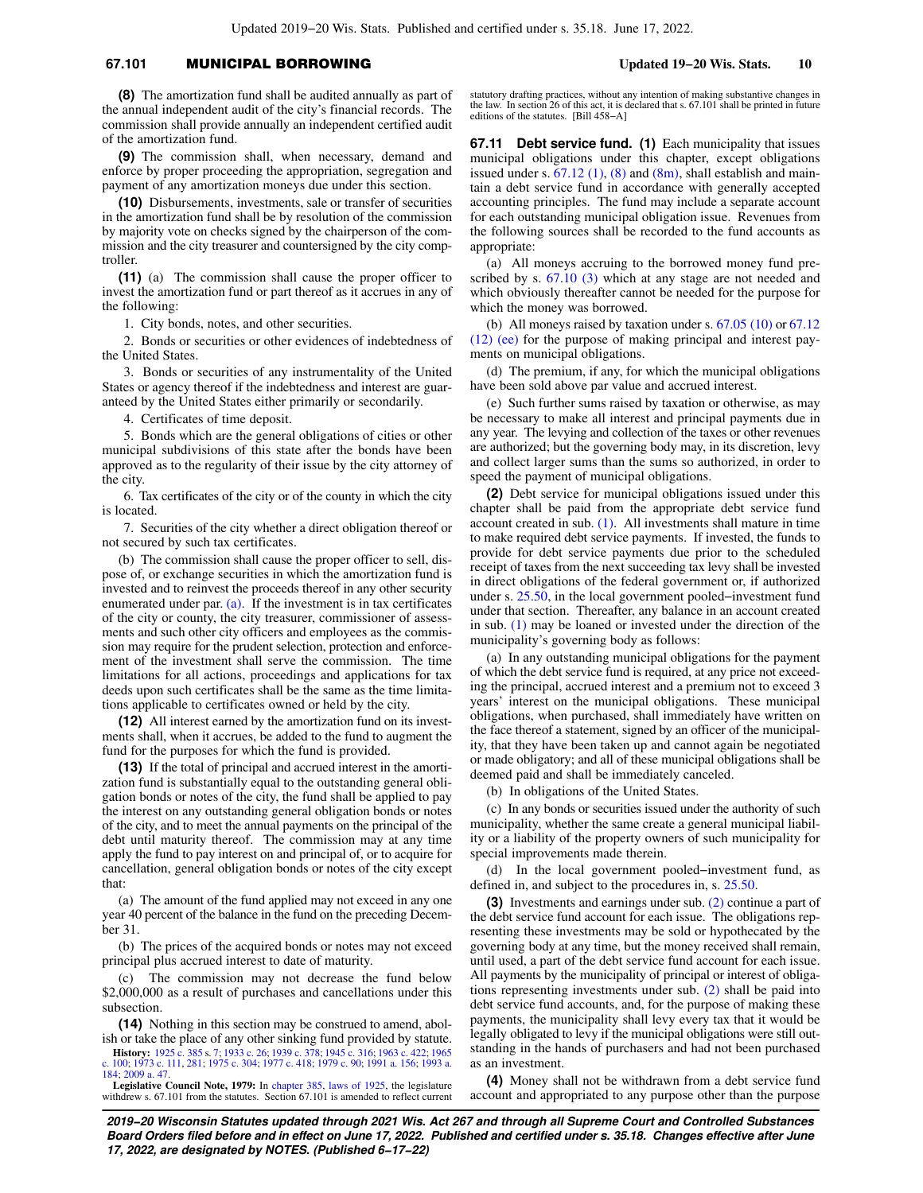**(8)** The amortization fund shall be audited annually as part of the annual independent audit of the city's financial records. The commission shall provide annually an independent certified audit of the amortization fund.

**(9)** The commission shall, when necessary, demand and enforce by proper proceeding the appropriation, segregation and payment of any amortization moneys due under this section.

**(10)** Disbursements, investments, sale or transfer of securities in the amortization fund shall be by resolution of the commission by majority vote on checks signed by the chairperson of the commission and the city treasurer and countersigned by the city comptroller.

**(11)** (a) The commission shall cause the proper officer to invest the amortization fund or part thereof as it accrues in any of the following:

1. City bonds, notes, and other securities.

2. Bonds or securities or other evidences of indebtedness of the United States.

3. Bonds or securities of any instrumentality of the United States or agency thereof if the indebtedness and interest are guaranteed by the United States either primarily or secondarily.

4. Certificates of time deposit.

5. Bonds which are the general obligations of cities or other municipal subdivisions of this state after the bonds have been approved as to the regularity of their issue by the city attorney of the city.

6. Tax certificates of the city or of the county in which the city is located.

7. Securities of the city whether a direct obligation thereof or not secured by such tax certificates.

(b) The commission shall cause the proper officer to sell, dispose of, or exchange securities in which the amortization fund is invested and to reinvest the proceeds thereof in any other security enumerated under par. (a). If the investment is in tax certificates of the city or county, the city treasurer, commissioner of assessments and such other city officers and employees as the commission may require for the prudent selection, protection and enforcement of the investment shall serve the commission. The time limitations for all actions, proceedings and applications for tax deeds upon such certificates shall be the same as the time limitations applicable to certificates owned or held by the city.

**(12)** All interest earned by the amortization fund on its investments shall, when it accrues, be added to the fund to augment the fund for the purposes for which the fund is provided.

**(13)** If the total of principal and accrued interest in the amortization fund is substantially equal to the outstanding general obligation bonds or notes of the city, the fund shall be applied to pay the interest on any outstanding general obligation bonds or notes of the city, and to meet the annual payments on the principal of the debt until maturity thereof. The commission may at any time apply the fund to pay interest on and principal of, or to acquire for cancellation, general obligation bonds or notes of the city except that:

(a) The amount of the fund applied may not exceed in any one year 40 percent of the balance in the fund on the preceding December 31.

(b) The prices of the acquired bonds or notes may not exceed principal plus accrued interest to date of maturity.

(c) The commission may not decrease the fund below $2,000,000 as a result of purchases and cancellations under this subsection.

**(14)** Nothing in this section may be construed to amend, abolish or take the place of any other sinking fund provided by statute.

**History:** 1925 c. 385 s. 7; 1933 c. 26; 1939 c. 378; 1945 c. 316; 1963 c. 422; 1965 c. 100; 1973 c. 111, 281; 1975 c. 304; 1977 c. 418; 1979 c. 90; 1991 a. 156; 1993 a. 184; 2009 a. 47.

**Legislative Council Note, 1979:** In chapter 385, laws of 1925, the legislature withdrew s. 67.101 from the statutes. Section 67.101 is amended to reflect current statutory drafting practices, without any intention of making substantive changes in the law. In section 26 of this act, it is declared that s. 67.101 shall be printed in future editions of the statutes. [Bill 458−A]

**67.11 Debt service fund. (1)** Each municipality that issues municipal obligations under this chapter, except obligations issued under s. 67.12 (1), (8) and (8m), shall establish and maintain a debt service fund in accordance with generally accepted accounting principles. The fund may include a separate account for each outstanding municipal obligation issue. Revenues from the following sources shall be recorded to the fund accounts as appropriate:

(a) All moneys accruing to the borrowed money fund prescribed by s. 67.10 (3) which at any stage are not needed and which obviously thereafter cannot be needed for the purpose for which the money was borrowed.

(b) All moneys raised by taxation under s. 67.05 (10) or 67.12 (12) (ee) for the purpose of making principal and interest payments on municipal obligations.

(d) The premium, if any, for which the municipal obligations have been sold above par value and accrued interest.

(e) Such further sums raised by taxation or otherwise, as may be necessary to make all interest and principal payments due in any year. The levying and collection of the taxes or other revenues are authorized; but the governing body may, in its discretion, levy and collect larger sums than the sums so authorized, in order to speed the payment of municipal obligations.

**(2)** Debt service for municipal obligations issued under this chapter shall be paid from the appropriate debt service fund account created in sub. (1). All investments shall mature in time to make required debt service payments. If invested, the funds to provide for debt service payments due prior to the scheduled receipt of taxes from the next succeeding tax levy shall be invested in direct obligations of the federal government or, if authorized under s. 25.50, in the local government pooled−investment fund under that section. Thereafter, any balance in an account created in sub. (1) may be loaned or invested under the direction of the municipality's governing body as follows:

(a) In any outstanding municipal obligations for the payment of which the debt service fund is required, at any price not exceeding the principal, accrued interest and a premium not to exceed 3 years' interest on the municipal obligations. These municipal obligations, when purchased, shall immediately have written on the face thereof a statement, signed by an officer of the municipality, that they have been taken up and cannot again be negotiated or made obligatory; and all of these municipal obligations shall be deemed paid and shall be immediately canceled.

(b) In obligations of the United States.

(c) In any bonds or securities issued under the authority of such municipality, whether the same create a general municipal liability or a liability of the property owners of such municipality for special improvements made therein.

(d) In the local government pooled−investment fund, as defined in, and subject to the procedures in, s. 25.50.

**(3)** Investments and earnings under sub. (2) continue a part of the debt service fund account for each issue. The obligations representing these investments may be sold or hypothecated by the governing body at any time, but the money received shall remain, until used, a part of the debt service fund account for each issue. All payments by the municipality of principal or interest of obligations representing investments under sub. (2) shall be paid into debt service fund accounts, and, for the purpose of making these payments, the municipality shall levy every tax that it would be legally obligated to levy if the municipal obligations were still outstanding in the hands of purchasers and had not been purchased as an investment.

**(4)** Money shall not be withdrawn from a debt service fund account and appropriated to any purpose other than the purpose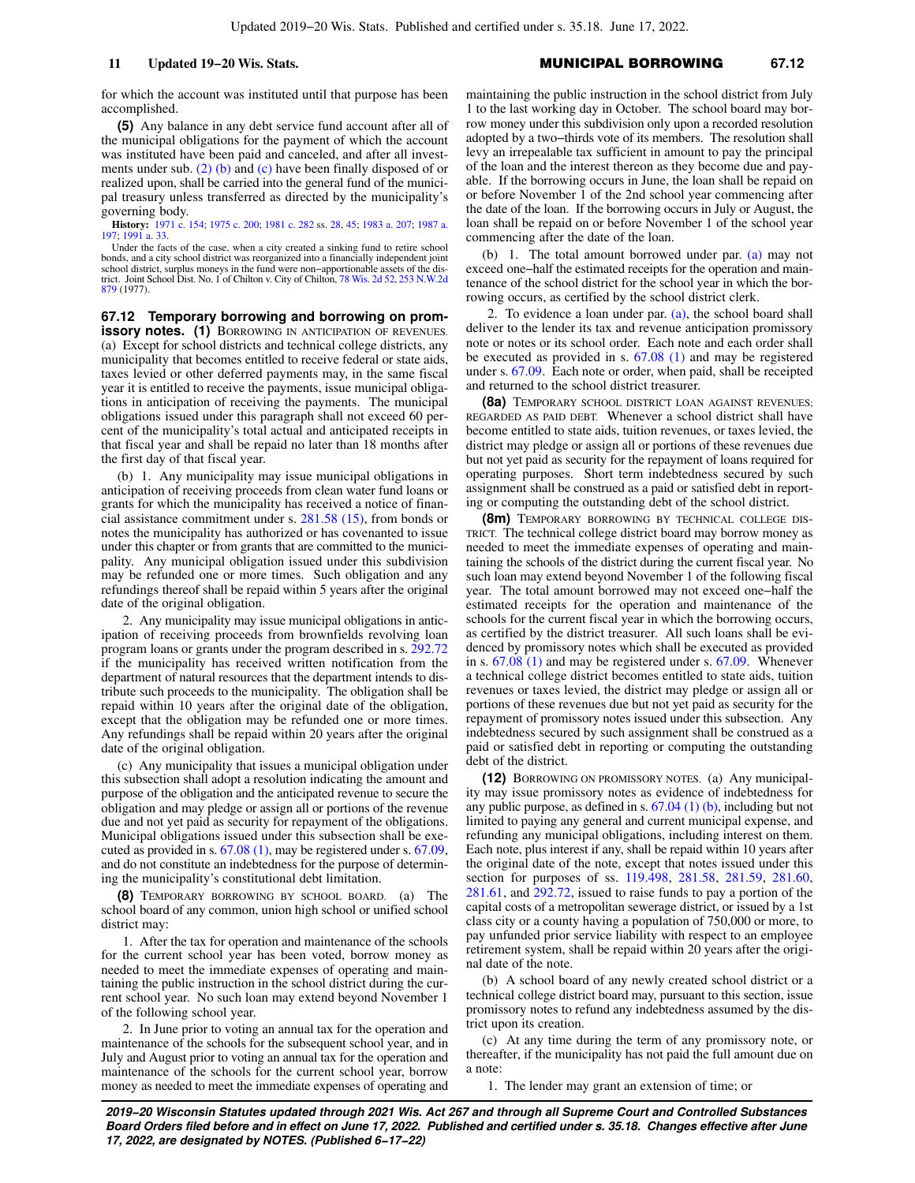for which the account was instituted until that purpose has been accomplished.

**(5)** Any balance in any debt service fund account after all of the municipal obligations for the payment of which the account was instituted have been paid and canceled, and after all investments under sub. (2) (b) and (c) have been finally disposed of or realized upon, shall be carried into the general fund of the municipal treasury unless transferred as directed by the municipality's governing body.

**History:** 1971 c. 154; 1975 c. 200; 1981 c. 282 ss. 28, 45; 1983 a. 207; 1987 a. 197; 1991 a. 33.

Under the facts of the case, when a city created a sinking fund to retire school bonds, and a city school district was reorganized into a financially independent joint school district, surplus moneys in the fund were non−apportionable assets of the district. Joint School Dist. No. 1 of Chilton v. City of Chilton, 78 Wis. 2d 52, 253 N.W.2d 879 (1977).

**67.12 Temporary borrowing and borrowing on promissory notes. (1)** BORROWING IN ANTICIPATION OF REVENUES. (a) Except for school districts and technical college districts, any municipality that becomes entitled to receive federal or state aids, taxes levied or other deferred payments may, in the same fiscal year it is entitled to receive the payments, issue municipal obligations in anticipation of receiving the payments. The municipal obligations issued under this paragraph shall not exceed 60 percent of the municipality's total actual and anticipated receipts in that fiscal year and shall be repaid no later than 18 months after the first day of that fiscal year.

(b) 1. Any municipality may issue municipal obligations in anticipation of receiving proceeds from clean water fund loans or grants for which the municipality has received a notice of financial assistance commitment under s. 281.58 (15), from bonds or notes the municipality has authorized or has covenanted to issue under this chapter or from grants that are committed to the municipality. Any municipal obligation issued under this subdivision may be refunded one or more times. Such obligation and any refundings thereof shall be repaid within 5 years after the original date of the original obligation.

2. Any municipality may issue municipal obligations in anticipation of receiving proceeds from brownfields revolving loan program loans or grants under the program described in s. 292.72 if the municipality has received written notification from the department of natural resources that the department intends to distribute such proceeds to the municipality. The obligation shall be repaid within 10 years after the original date of the obligation, except that the obligation may be refunded one or more times. Any refundings shall be repaid within 20 years after the original date of the original obligation.

(c) Any municipality that issues a municipal obligation under this subsection shall adopt a resolution indicating the amount and purpose of the obligation and the anticipated revenue to secure the obligation and may pledge or assign all or portions of the revenue due and not yet paid as security for repayment of the obligations. Municipal obligations issued under this subsection shall be executed as provided in s. 67.08 (1), may be registered under s. 67.09, and do not constitute an indebtedness for the purpose of determining the municipality's constitutional debt limitation.

**(8)** TEMPORARY BORROWING BY SCHOOL BOARD. (a) The school board of any common, union high school or unified school district may:

1. After the tax for operation and maintenance of the schools for the current school year has been voted, borrow money as needed to meet the immediate expenses of operating and maintaining the public instruction in the school district during the current school year. No such loan may extend beyond November 1 of the following school year.

2. In June prior to voting an annual tax for the operation and maintenance of the schools for the subsequent school year, and in July and August prior to voting an annual tax for the operation and maintenance of the schools for the current school year, borrow money as needed to meet the immediate expenses of operating and maintaining the public instruction in the school district from July 1 to the last working day in October. The school board may borrow money under this subdivision only upon a recorded resolution adopted by a two−thirds vote of its members. The resolution shall levy an irrepealable tax sufficient in amount to pay the principal of the loan and the interest thereon as they become due and payable. If the borrowing occurs in June, the loan shall be repaid on or before November 1 of the 2nd school year commencing after the date of the loan. If the borrowing occurs in July or August, the loan shall be repaid on or before November 1 of the school year commencing after the date of the loan.

(b) 1. The total amount borrowed under par. (a) may not exceed one−half the estimated receipts for the operation and maintenance of the school district for the school year in which the borrowing occurs, as certified by the school district clerk.

2. To evidence a loan under par. (a), the school board shall deliver to the lender its tax and revenue anticipation promissory note or notes or its school order. Each note and each order shall be executed as provided in s. 67.08 (1) and may be registered under s. 67.09. Each note or order, when paid, shall be receipted and returned to the school district treasurer.

**(8a)** TEMPORARY SCHOOL DISTRICT LOAN AGAINST REVENUES; REGARDED AS PAID DEBT. Whenever a school district shall have become entitled to state aids, tuition revenues, or taxes levied, the district may pledge or assign all or portions of these revenues due but not yet paid as security for the repayment of loans required for operating purposes. Short term indebtedness secured by such assignment shall be construed as a paid or satisfied debt in reporting or computing the outstanding debt of the school district.

**(8m)** TEMPORARY BORROWING BY TECHNICAL COLLEGE DISTRICT. The technical college district board may borrow money as needed to meet the immediate expenses of operating and maintaining the schools of the district during the current fiscal year. No such loan may extend beyond November 1 of the following fiscal year. The total amount borrowed may not exceed one−half the estimated receipts for the operation and maintenance of the schools for the current fiscal year in which the borrowing occurs, as certified by the district treasurer. All such loans shall be evidenced by promissory notes which shall be executed as provided in s. 67.08 (1) and may be registered under s. 67.09. Whenever a technical college district becomes entitled to state aids, tuition revenues or taxes levied, the district may pledge or assign all or portions of these revenues due but not yet paid as security for the repayment of promissory notes issued under this subsection. Any indebtedness secured by such assignment shall be construed as a paid or satisfied debt in reporting or computing the outstanding debt of the district.

**(12)** BORROWING ON PROMISSORY NOTES. (a) Any municipality may issue promissory notes as evidence of indebtedness for any public purpose, as defined in s. 67.04 (1) (b), including but not limited to paying any general and current municipal expense, and refunding any municipal obligations, including interest on them. Each note, plus interest if any, shall be repaid within 10 years after the original date of the note, except that notes issued under this section for purposes of ss. 119.498, 281.58, 281.59, 281.60, 281.61, and 292.72, issued to raise funds to pay a portion of the capital costs of a metropolitan sewerage district, or issued by a 1st class city or a county having a population of 750,000 or more, to pay unfunded prior service liability with respect to an employee retirement system, shall be repaid within 20 years after the original date of the note.

(b) A school board of any newly created school district or a technical college district board may, pursuant to this section, issue promissory notes to refund any indebtedness assumed by the district upon its creation.

(c) At any time during the term of any promissory note, or thereafter, if the municipality has not paid the full amount due on a note:

1. The lender may grant an extension of time; or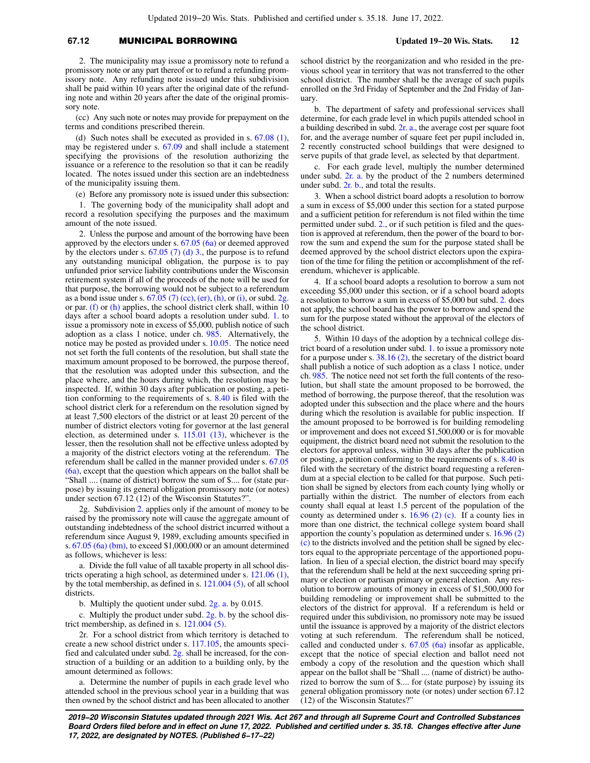2. The municipality may issue a promissory note to refund a promissory note or any part thereof or to refund a refunding promissory note. Any refunding note issued under this subdivision shall be paid within 10 years after the original date of the refunding note and within 20 years after the date of the original promissory note.

(cc) Any such note or notes may provide for prepayment on the terms and conditions prescribed therein.

(d) Such notes shall be executed as provided in s. 67.08 (1), may be registered under s. 67.09 and shall include a statement specifying the provisions of the resolution authorizing the issuance or a reference to the resolution so that it can be readily located. The notes issued under this section are an indebtedness of the municipality issuing them.

(e) Before any promissory note is issued under this subsection:

1. The governing body of the municipality shall adopt and record a resolution specifying the purposes and the maximum amount of the note issued.

2. Unless the purpose and amount of the borrowing have been approved by the electors under s. 67.05 (6a) or deemed approved by the electors under s. 67.05 (7) (d) 3., the purpose is to refund any outstanding municipal obligation, the purpose is to pay unfunded prior service liability contributions under the Wisconsin retirement system if all of the proceeds of the note will be used for that purpose, the borrowing would not be subject to a referendum as a bond issue under s. 67.05 (7) (cc), (er), (h), or (i), or subd. 2g. or par. (f) or (h) applies, the school district clerk shall, within 10 days after a school board adopts a resolution under subd. 1. to issue a promissory note in excess of $5,000, publish notice of such adoption as a class 1 notice, under ch. 985. Alternatively, the notice may be posted as provided under s. 10.05. The notice need not set forth the full contents of the resolution, but shall state the maximum amount proposed to be borrowed, the purpose thereof, that the resolution was adopted under this subsection, and the place where, and the hours during which, the resolution may be inspected. If, within 30 days after publication or posting, a petition conforming to the requirements of s. 8.40 is filed with the school district clerk for a referendum on the resolution signed by at least 7,500 electors of the district or at least 20 percent of the number of district electors voting for governor at the last general election, as determined under s. 115.01 (13), whichever is the lesser, then the resolution shall not be effective unless adopted by a majority of the district electors voting at the referendum. The referendum shall be called in the manner provided under s. 67.05 (6a), except that the question which appears on the ballot shall be "Shall .... (name of district) borrow the sum of $.... for (state purpose) by issuing its general obligation promissory note (or notes) under section 67.12 (12) of the Wisconsin Statutes?".

2g. Subdivision 2. applies only if the amount of money to be raised by the promissory note will cause the aggregate amount of outstanding indebtedness of the school district incurred without a referendum since August 9, 1989, excluding amounts specified in s. 67.05 (6a) (bm), to exceed $1,000,000 or an amount determined as follows, whichever is less:

a. Divide the full value of all taxable property in all school districts operating a high school, as determined under s. 121.06 (1), by the total membership, as defined in s. 121.004 (5), of all school districts.

b. Multiply the quotient under subd. 2g. a. by 0.015.

c. Multiply the product under subd. 2g. b. by the school district membership, as defined in s. 121.004 (5).

2r. For a school district from which territory is detached to create a new school district under s. 117.105, the amounts specified and calculated under subd. 2g. shall be increased, for the construction of a building or an addition to a building only, by the amount determined as follows:

a. Determine the number of pupils in each grade level who attended school in the previous school year in a building that was then owned by the school district and has been allocated to another school district by the reorganization and who resided in the previous school year in territory that was not transferred to the other school district. The number shall be the average of such pupils enrolled on the 3rd Friday of September and the 2nd Friday of January.

b. The department of safety and professional services shall determine, for each grade level in which pupils attended school in a building described in subd. 2r. a., the average cost per square foot for, and the average number of square feet per pupil included in, 2 recently constructed school buildings that were designed to serve pupils of that grade level, as selected by that department.

c. For each grade level, multiply the number determined under subd. 2r. a. by the product of the 2 numbers determined under subd. 2r. b., and total the results.

3. When a school district board adopts a resolution to borrow a sum in excess of $5,000 under this section for a stated purpose and a sufficient petition for referendum is not filed within the time permitted under subd. 2., or if such petition is filed and the question is approved at referendum, then the power of the board to borrow the sum and expend the sum for the purpose stated shall be deemed approved by the school district electors upon the expiration of the time for filing the petition or accomplishment of the referendum, whichever is applicable.

4. If a school board adopts a resolution to borrow a sum not exceeding $5,000 under this section, or if a school board adopts a resolution to borrow a sum in excess of $5,000 but subd. 2. does not apply, the school board has the power to borrow and spend the sum for the purpose stated without the approval of the electors of the school district.

5. Within 10 days of the adoption by a technical college district board of a resolution under subd. 1. to issue a promissory note for a purpose under s. 38.16 (2), the secretary of the district board shall publish a notice of such adoption as a class 1 notice, under ch. 985. The notice need not set forth the full contents of the resolution, but shall state the amount proposed to be borrowed, the method of borrowing, the purpose thereof, that the resolution was adopted under this subsection and the place where and the hours during which the resolution is available for public inspection. If the amount proposed to be borrowed is for building remodeling or improvement and does not exceed $1,500,000 or is for movable equipment, the district board need not submit the resolution to the electors for approval unless, within 30 days after the publication or posting, a petition conforming to the requirements of s. 8.40 is filed with the secretary of the district board requesting a referendum at a special election to be called for that purpose. Such petition shall be signed by electors from each county lying wholly or partially within the district. The number of electors from each county shall equal at least 1.5 percent of the population of the county as determined under s. 16.96 (2) (c). If a county lies in more than one district, the technical college system board shall apportion the county's population as determined under s. 16.96 (2) (c) to the districts involved and the petition shall be signed by electors equal to the appropriate percentage of the apportioned population. In lieu of a special election, the district board may specify that the referendum shall be held at the next succeeding spring primary or election or partisan primary or general election. Any resolution to borrow amounts of money in excess of $1,500,000 for building remodeling or improvement shall be submitted to the electors of the district for approval. If a referendum is held or required under this subdivision, no promissory note may be issued until the issuance is approved by a majority of the district electors voting at such referendum. The referendum shall be noticed, called and conducted under s. 67.05 (6a) insofar as applicable, except that the notice of special election and ballot need not embody a copy of the resolution and the question which shall appear on the ballot shall be "Shall .... (name of district) be authorized to borrow the sum of $.... for (state purpose) by issuing its general obligation promissory note (or notes) under section 67.12 (12) of the Wisconsin Statutes?"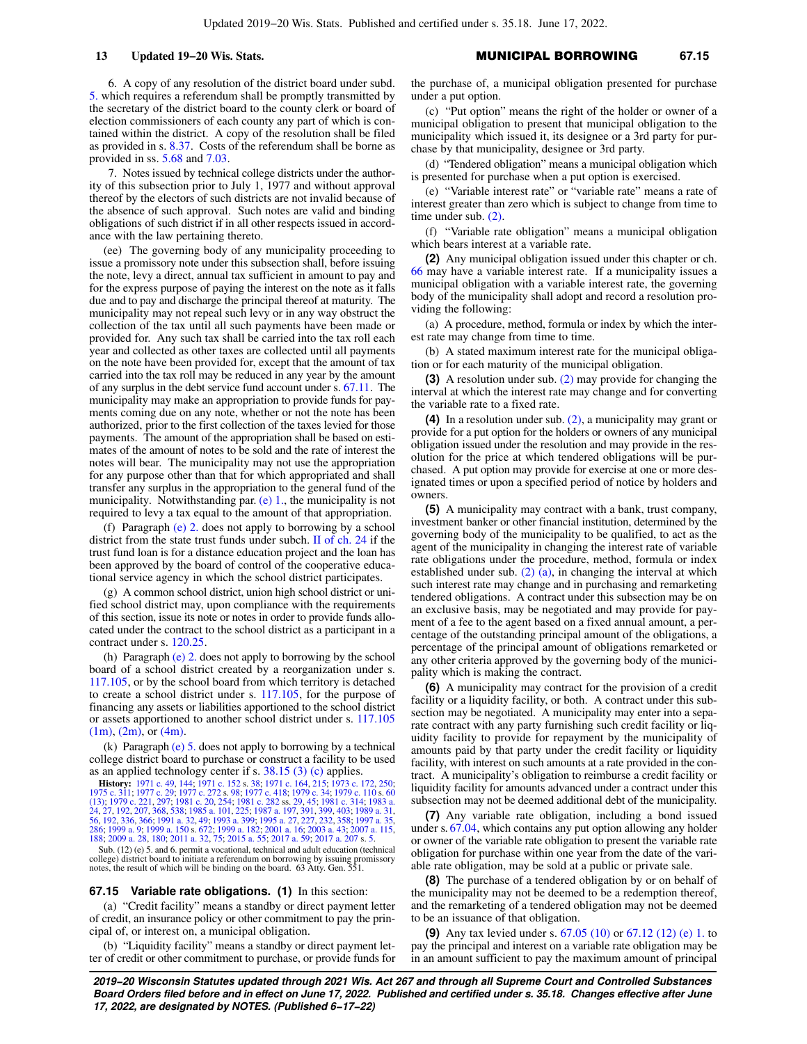6. A copy of any resolution of the district board under subd. 5. which requires a referendum shall be promptly transmitted by the secretary of the district board to the county clerk or board of election commissioners of each county any part of which is contained within the district. A copy of the resolution shall be filed as provided in s. 8.37. Costs of the referendum shall be borne as provided in ss. 5.68 and 7.03.

7. Notes issued by technical college districts under the authority of this subsection prior to July 1, 1977 and without approval thereof by the electors of such districts are not invalid because of the absence of such approval. Such notes are valid and binding obligations of such district if in all other respects issued in accordance with the law pertaining thereto.

(ee) The governing body of any municipality proceeding to issue a promissory note under this subsection shall, before issuing the note, levy a direct, annual tax sufficient in amount to pay and for the express purpose of paying the interest on the note as it falls due and to pay and discharge the principal thereof at maturity. The municipality may not repeal such levy or in any way obstruct the collection of the tax until all such payments have been made or provided for. Any such tax shall be carried into the tax roll each year and collected as other taxes are collected until all payments on the note have been provided for, except that the amount of tax carried into the tax roll may be reduced in any year by the amount of any surplus in the debt service fund account under s. 67.11. The municipality may make an appropriation to provide funds for payments coming due on any note, whether or not the note has been authorized, prior to the first collection of the taxes levied for those payments. The amount of the appropriation shall be based on estimates of the amount of notes to be sold and the rate of interest the notes will bear. The municipality may not use the appropriation for any purpose other than that for which appropriated and shall transfer any surplus in the appropriation to the general fund of the municipality. Notwithstanding par. (e) 1., the municipality is not required to levy a tax equal to the amount of that appropriation.

(f) Paragraph (e) 2. does not apply to borrowing by a school district from the state trust funds under subch. II of ch. 24 if the trust fund loan is for a distance education project and the loan has been approved by the board of control of the cooperative educational service agency in which the school district participates.

(g) A common school district, union high school district or unified school district may, upon compliance with the requirements of this section, issue its note or notes in order to provide funds allocated under the contract to the school district as a participant in a contract under s. 120.25.

(h) Paragraph (e) 2. does not apply to borrowing by the school board of a school district created by a reorganization under s. 117.105, or by the school board from which territory is detached to create a school district under s. 117.105, for the purpose of financing any assets or liabilities apportioned to the school district or assets apportioned to another school district under s. 117.105 (1m), (2m), or (4m).

(k) Paragraph (e) 5. does not apply to borrowing by a technical college district board to purchase or construct a facility to be used as an applied technology center if s. 38.15 (3) (c) applies.

**History:** 1971 c. 49, 144; 1971 c. 152 s. 38; 1971 c. 164, 215; 1973 c. 172, 250; 1975 c. 311; 1977 c. 29; 1977 c. 272 s. 98; 1977 c. 418; 1979 c. 34; 1979 c. 110 s. 60 (13); 1979 c. 221, 297; 1981 c. 20, 254; 1981 c. 282 ss. 29, 45; 1981 c. 314; 1983 a. 24, 27, 192, 207, 368, 538; 1985 a. 101, 225; 1987 a. 197, 391, 399, 403; 1989 a. 31, 56, 192, 336, 366; 1991 a. 32, 49; 1993 a. 399; 1995 a. 27, 227, 232, 358; 1997 a. 35, 286; 1999 a. 9; 1999 a. 150 s. 672; 1999 a. 182; 2001 a. 16; 2003 a. 43; 2007 a. 115, 188; 2009 a. 28, 180; 2011 a. 32, 75; 2015 a. 55; 2017 a. 59; 2017 a. 207 s. 5.

Sub. (12) (e) 5. and 6. permit a vocational, technical and adult education (technical college) district board to initiate a referendum on borrowing by issuing promissory notes, the result of which will be binding on the board. 63 Atty. Gen. 551.

**67.15 Variable rate obligations.** **(1)** In this section:

(a) "Credit facility" means a standby or direct payment letter of credit, an insurance policy or other commitment to pay the principal of, or interest on, a municipal obligation.

(b) "Liquidity facility" means a standby or direct payment letter of credit or other commitment to purchase, or provide funds for the purchase of, a municipal obligation presented for purchase under a put option.

(c) "Put option" means the right of the holder or owner of a municipal obligation to present that municipal obligation to the municipality which issued it, its designee or a 3rd party for purchase by that municipality, designee or 3rd party.

(d) "Tendered obligation" means a municipal obligation which is presented for purchase when a put option is exercised.

(e) "Variable interest rate" or "variable rate" means a rate of interest greater than zero which is subject to change from time to time under sub. (2).

(f) "Variable rate obligation" means a municipal obligation which bears interest at a variable rate.

**(2)** Any municipal obligation issued under this chapter or ch. 66 may have a variable interest rate. If a municipality issues a municipal obligation with a variable interest rate, the governing body of the municipality shall adopt and record a resolution providing the following:

(a) A procedure, method, formula or index by which the interest rate may change from time to time.

(b) A stated maximum interest rate for the municipal obligation or for each maturity of the municipal obligation.

**(3)** A resolution under sub. (2) may provide for changing the interval at which the interest rate may change and for converting the variable rate to a fixed rate.

**(4)** In a resolution under sub. (2), a municipality may grant or provide for a put option for the holders or owners of any municipal obligation issued under the resolution and may provide in the resolution for the price at which tendered obligations will be purchased. A put option may provide for exercise at one or more designated times or upon a specified period of notice by holders and owners.

**(5)** A municipality may contract with a bank, trust company, investment banker or other financial institution, determined by the governing body of the municipality to be qualified, to act as the agent of the municipality in changing the interest rate of variable rate obligations under the procedure, method, formula or index established under sub. (2) (a), in changing the interval at which such interest rate may change and in purchasing and remarketing tendered obligations. A contract under this subsection may be on an exclusive basis, may be negotiated and may provide for payment of a fee to the agent based on a fixed annual amount, a percentage of the outstanding principal amount of the obligations, a percentage of the principal amount of obligations remarketed or any other criteria approved by the governing body of the municipality which is making the contract.

**(6)** A municipality may contract for the provision of a credit facility or a liquidity facility, or both. A contract under this subsection may be negotiated. A municipality may enter into a separate contract with any party furnishing such credit facility or liquidity facility to provide for repayment by the municipality of amounts paid by that party under the credit facility or liquidity facility, with interest on such amounts at a rate provided in the contract. A municipality's obligation to reimburse a credit facility or liquidity facility for amounts advanced under a contract under this subsection may not be deemed additional debt of the municipality.

**(7)** Any variable rate obligation, including a bond issued under s. 67.04, which contains any put option allowing any holder or owner of the variable rate obligation to present the variable rate obligation for purchase within one year from the date of the variable rate obligation, may be sold at a public or private sale.

**(8)** The purchase of a tendered obligation by or on behalf of the municipality may not be deemed to be a redemption thereof, and the remarketing of a tendered obligation may not be deemed to be an issuance of that obligation.

**(9)** Any tax levied under s. 67.05 (10) or 67.12 (12) (e) 1. to pay the principal and interest on a variable rate obligation may be in an amount sufficient to pay the maximum amount of principal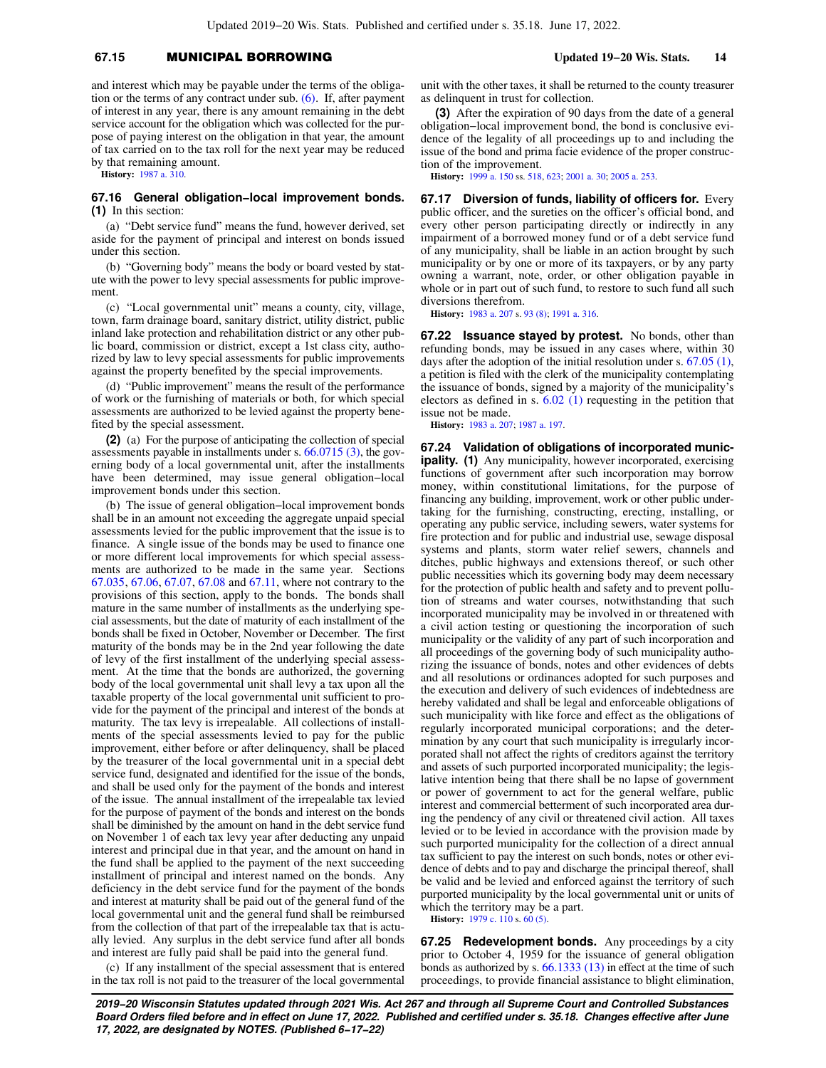and interest which may be payable under the terms of the obligation or the terms of any contract under sub. (6). If, after payment of interest in any year, there is any amount remaining in the debt service account for the obligation which was collected for the purpose of paying interest on the obligation in that year, the amount of tax carried on to the tax roll for the next year may be reduced by that remaining amount.

**History:** 1987 a. 310.

**67.16 General obligation−local improvement bonds.** **(1)** In this section:

(a) "Debt service fund" means the fund, however derived, set aside for the payment of principal and interest on bonds issued under this section.

(b) "Governing body" means the body or board vested by statute with the power to levy special assessments for public improvement.

(c) "Local governmental unit" means a county, city, village, town, farm drainage board, sanitary district, utility district, public inland lake protection and rehabilitation district or any other public board, commission or district, except a 1st class city, authorized by law to levy special assessments for public improvements against the property benefited by the special improvements.

(d) "Public improvement" means the result of the performance of work or the furnishing of materials or both, for which special assessments are authorized to be levied against the property benefited by the special assessment.

**(2)** (a) For the purpose of anticipating the collection of special assessments payable in installments under s. 66.0715 (3), the governing body of a local governmental unit, after the installments have been determined, may issue general obligation−local improvement bonds under this section.

(b) The issue of general obligation−local improvement bonds shall be in an amount not exceeding the aggregate unpaid special assessments levied for the public improvement that the issue is to finance. A single issue of the bonds may be used to finance one or more different local improvements for which special assessments are authorized to be made in the same year. Sections 67.035, 67.06, 67.07, 67.08 and 67.11, where not contrary to the provisions of this section, apply to the bonds. The bonds shall mature in the same number of installments as the underlying special assessments, but the date of maturity of each installment of the bonds shall be fixed in October, November or December. The first maturity of the bonds may be in the 2nd year following the date of levy of the first installment of the underlying special assessment. At the time that the bonds are authorized, the governing body of the local governmental unit shall levy a tax upon all the taxable property of the local governmental unit sufficient to provide for the payment of the principal and interest of the bonds at maturity. The tax levy is irrepealable. All collections of installments of the special assessments levied to pay for the public improvement, either before or after delinquency, shall be placed by the treasurer of the local governmental unit in a special debt service fund, designated and identified for the issue of the bonds, and shall be used only for the payment of the bonds and interest of the issue. The annual installment of the irrepealable tax levied for the purpose of payment of the bonds and interest on the bonds shall be diminished by the amount on hand in the debt service fund on November 1 of each tax levy year after deducting any unpaid interest and principal due in that year, and the amount on hand in the fund shall be applied to the payment of the next succeeding installment of principal and interest named on the bonds. Any deficiency in the debt service fund for the payment of the bonds and interest at maturity shall be paid out of the general fund of the local governmental unit and the general fund shall be reimbursed from the collection of that part of the irrepealable tax that is actually levied. Any surplus in the debt service fund after all bonds and interest are fully paid shall be paid into the general fund.

(c) If any installment of the special assessment that is entered in the tax roll is not paid to the treasurer of the local governmental unit with the other taxes, it shall be returned to the county treasurer as delinquent in trust for collection.

**(3)** After the expiration of 90 days from the date of a general obligation−local improvement bond, the bond is conclusive evidence of the legality of all proceedings up to and including the issue of the bond and prima facie evidence of the proper construction of the improvement.

**History:** 1999 a. 150 ss. 518, 623; 2001 a. 30; 2005 a. 253.

**67.17 Diversion of funds, liability of officers for.** Every public officer, and the sureties on the officer's official bond, and every other person participating directly or indirectly in any impairment of a borrowed money fund or of a debt service fund of any municipality, shall be liable in an action brought by such municipality or by one or more of its taxpayers, or by any party owning a warrant, note, order, or other obligation payable in whole or in part out of such fund, to restore to such fund all such diversions therefrom.

**History:** 1983 a. 207 s. 93 (8); 1991 a. 316.

**67.22 Issuance stayed by protest.** No bonds, other than refunding bonds, may be issued in any cases where, within 30 days after the adoption of the initial resolution under s. 67.05 (1), a petition is filed with the clerk of the municipality contemplating the issuance of bonds, signed by a majority of the municipality's electors as defined in s. 6.02 (1) requesting in the petition that issue not be made.

**History:** 1983 a. 207; 1987 a. 197.

**67.24 Validation of obligations of incorporated municipality.** **(1)** Any municipality, however incorporated, exercising functions of government after such incorporation may borrow money, within constitutional limitations, for the purpose of financing any building, improvement, work or other public undertaking for the furnishing, constructing, erecting, installing, or operating any public service, including sewers, water systems for fire protection and for public and industrial use, sewage disposal systems and plants, storm water relief sewers, channels and ditches, public highways and extensions thereof, or such other public necessities which its governing body may deem necessary for the protection of public health and safety and to prevent pollution of streams and water courses, notwithstanding that such incorporated municipality may be involved in or threatened with a civil action testing or questioning the incorporation of such municipality or the validity of any part of such incorporation and all proceedings of the governing body of such municipality authorizing the issuance of bonds, notes and other evidences of debts and all resolutions or ordinances adopted for such purposes and the execution and delivery of such evidences of indebtedness are hereby validated and shall be legal and enforceable obligations of such municipality with like force and effect as the obligations of regularly incorporated municipal corporations; and the determination by any court that such municipality is irregularly incorporated shall not affect the rights of creditors against the territory and assets of such purported incorporated municipality; the legislative intention being that there shall be no lapse of government or power of government to act for the general welfare, public interest and commercial betterment of such incorporated area during the pendency of any civil or threatened civil action. All taxes levied or to be levied in accordance with the provision made by such purported municipality for the collection of a direct annual tax sufficient to pay the interest on such bonds, notes or other evidence of debts and to pay and discharge the principal thereof, shall be valid and be levied and enforced against the territory of such purported municipality by the local governmental unit or units of which the territory may be a part.

**History:** 1979 c. 110 s. 60 (5).

**67.25 Redevelopment bonds.** Any proceedings by a city prior to October 4, 1959 for the issuance of general obligation bonds as authorized by s. 66.1333 (13) in effect at the time of such proceedings, to provide financial assistance to blight elimination,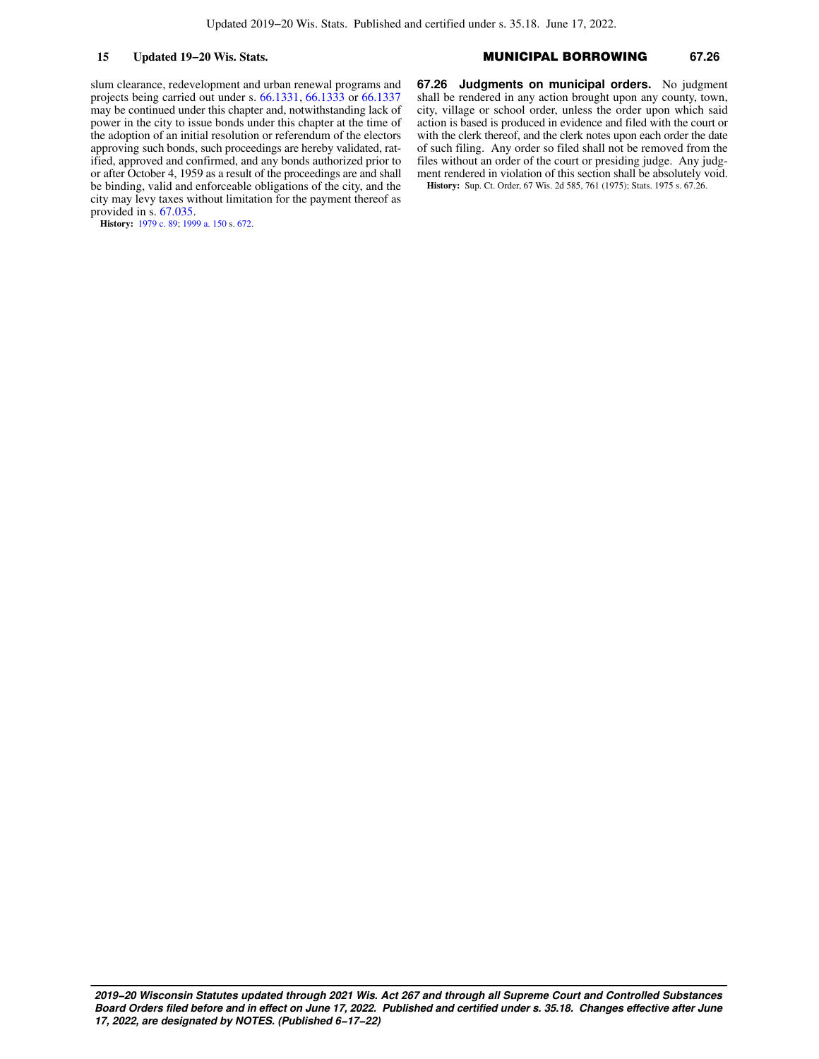slum clearance, redevelopment and urban renewal programs and projects being carried out under s. 66.1331, 66.1333 or 66.1337 may be continued under this chapter and, notwithstanding lack of power in the city to issue bonds under this chapter at the time of the adoption of an initial resolution or referendum of the electors approving such bonds, such proceedings are hereby validated, ratified, approved and confirmed, and any bonds authorized prior to or after October 4, 1959 as a result of the proceedings are and shall be binding, valid and enforceable obligations of the city, and the city may levy taxes without limitation for the payment thereof as provided in s. 67.035.

**History:** 1979 c. 89; 1999 a. 150 s. 672.

**67.26 Judgments on municipal orders.** No judgment shall be rendered in any action brought upon any county, town, city, village or school order, unless the order upon which said action is based is produced in evidence and filed with the court or with the clerk thereof, and the clerk notes upon each order the date of such filing. Any order so filed shall not be removed from the files without an order of the court or presiding judge. Any judgment rendered in violation of this section shall be absolutely void.

**History:** Sup. Ct. Order, 67 Wis. 2d 585, 761 (1975); Stats. 1975 s. 67.26.